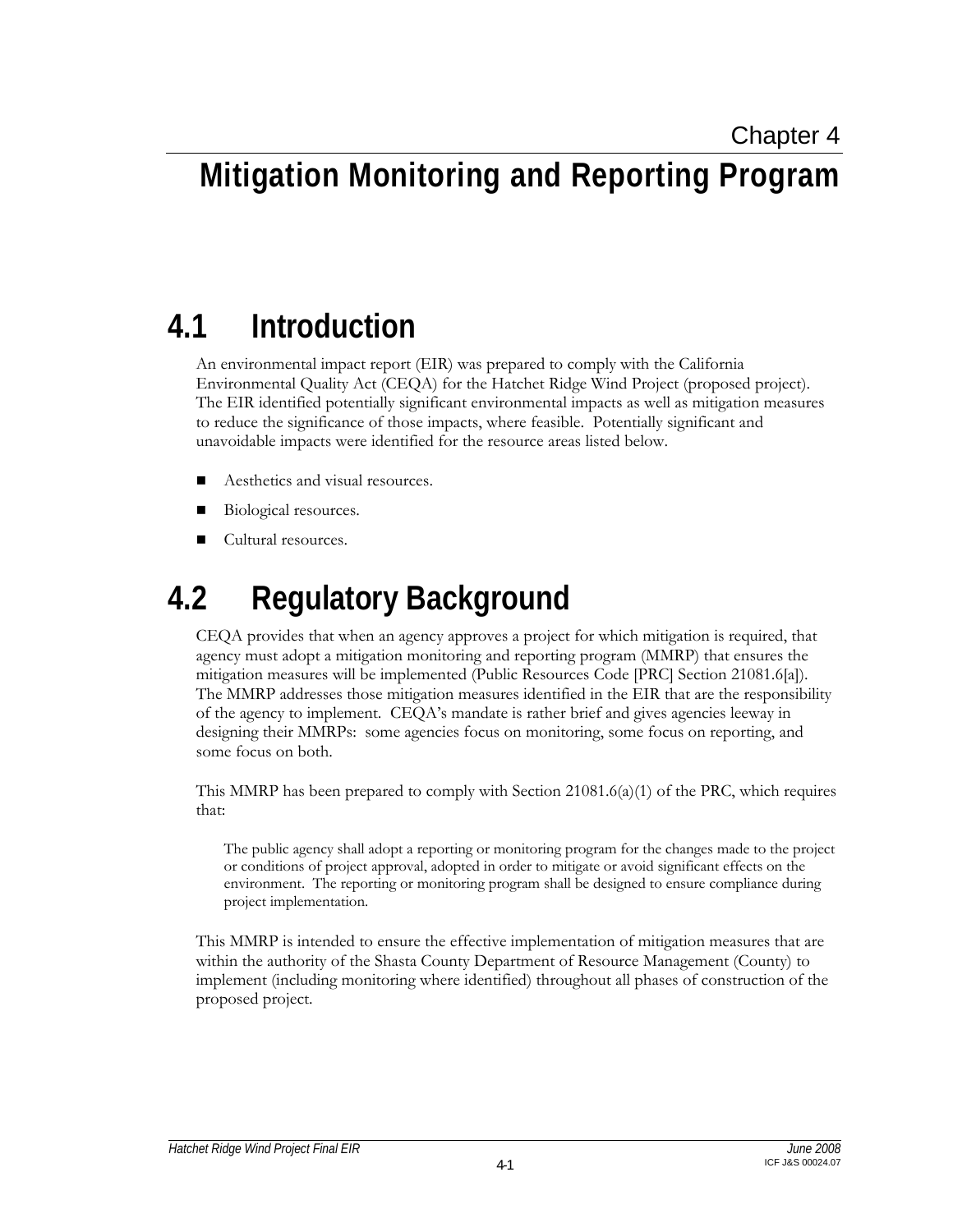Chapter 4

# Mitigation Monitoring and Reporting Program

## 4.1 Introduction

An environmental impact report (EIR) was prepared to comply with the California Environmental Quality Act (CEQA) for the Hatchet Ridge Wind Project (proposed project). The EIR identified potentially significant environmental impacts as well as mitigation measures to reduce the significance of those impacts, where feasible. Potentially significant and unavoidable impacts were identified for the resource areas listed below.

- Aesthetics and visual resources.
- Biological resources.
- Cultural resources.

## 4.2 Regulatory Background

CEQA provides that when an agency approves a project for which mitigation is required, that agency must adopt a mitigation monitoring and reporting program (MMRP) that ensures the mitigation measures will be implemented (Public Resources Code [PRC] Section 21081.6[a]). The MMRP addresses those mitigation measures identified in the EIR that are the responsibility of the agency to implement. CEQA's mandate is rather brief and gives agencies leeway in designing their MMRPs: some agencies focus on monitoring, some focus on reporting, and some focus on both.

This MMRP has been prepared to comply with Section 21081.6(a)(1) of the PRC, which requires that:

> The public agency shall adopt a reporting or monitoring program for the changes made to the project or conditions of project approval, adopted in order to mitigate or avoid significant effects on the environment. The reporting or monitoring program shall be designed to ensure compliance during project implementation.

This MMRP is intended to ensure the effective implementation of mitigation measures that are within the authority of the Shasta County Department of Resource Management (County) to implement (including monitoring where identified) throughout all phases of construction of the proposed project.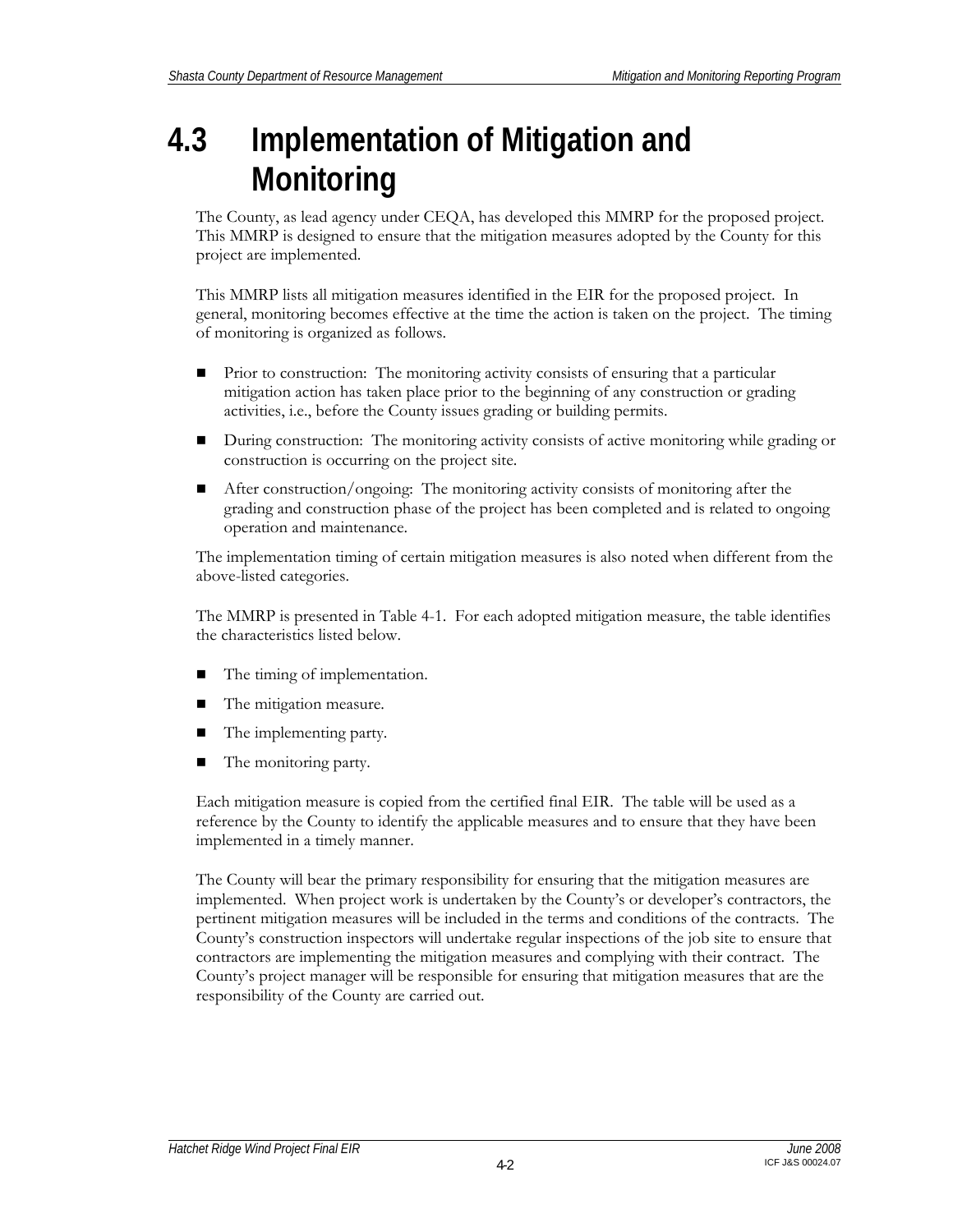# 4.3 Implementation of Mitigation and Monitoring

The County, as lead agency under CEQA, has developed this MMRP for the proposed project. This MMRP is designed to ensure that the mitigation measures adopted by the County for this project are implemented.

This MMRP lists all mitigation measures identified in the EIR for the proposed project. In general, monitoring becomes effective at the time the action is taken on the project. The timing of monitoring is organized as follows.

- Prior to construction: The monitoring activity consists of ensuring that a particular mitigation action has taken place prior to the beginning of any construction or grading activities, i.e., before the County issues grading or building permits.
- During construction: The monitoring activity consists of active monitoring while grading or construction is occurring on the project site.
- After construction/ongoing: The monitoring activity consists of monitoring after the grading and construction phase of the project has been completed and is related to ongoing operation and maintenance.

The implementation timing of certain mitigation measures is also noted when different from the above-listed categories.

The MMRP is presented in Table 4-1. For each adopted mitigation measure, the table identifies the characteristics listed below.

- The timing of implementation.
- The mitigation measure.
- The implementing party.
- The monitoring party.

Each mitigation measure is copied from the certified final EIR. The table will be used as a reference by the County to identify the applicable measures and to ensure that they have been implemented in a timely manner.

The County will bear the primary responsibility for ensuring that the mitigation measures are implemented. When project work is undertaken by the County's or developer's contractors, the pertinent mitigation measures will be included in the terms and conditions of the contracts. The County's construction inspectors will undertake regular inspections of the job site to ensure that contractors are implementing the mitigation measures and complying with their contract. The County's project manager will be responsible for ensuring that mitigation measures that are the responsibility of the County are carried out.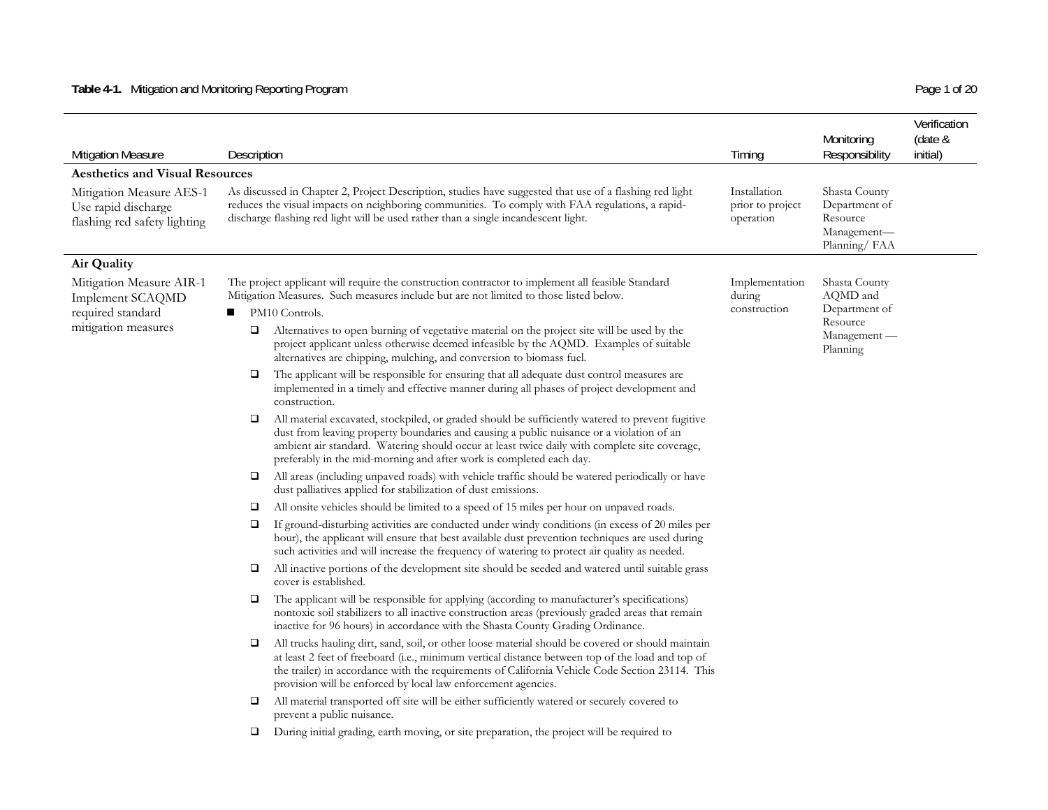**Table 4-1.** Mitigation and Monitoring Reporting Program

| Mitigation Measure | Description | Timing | Monitoring Responsibility | Verification (date & initial) |
|---|---|---|---|---|
| **Aesthetics and Visual Resources** | | | | |
| Mitigation Measure AES-1 Use rapid discharge flashing red safety lighting | As discussed in Chapter 2, Project Description, studies have suggested that use of a flashing red light reduces the visual impacts on neighboring communities. To comply with FAA regulations, a rapid-discharge flashing red light will be used rather than a single incandescent light. | Installation prior to project operation | Shasta County Department of Resource Management—Planning/ FAA | |
| **Air Quality** | | | | |
| Mitigation Measure AIR-1 Implement SCAQMD required standard mitigation measures | The project applicant will require the construction contractor to implement all feasible Standard Mitigation Measures. Such measures include but are not limited to those listed below.<br>■ PM10 Controls.<br>❑ Alternatives to open burning of vegetative material on the project site will be used by the project applicant unless otherwise deemed infeasible by the AQMD. Examples of suitable alternatives are chipping, mulching, and conversion to biomass fuel.<br>❑ The applicant will be responsible for ensuring that all adequate dust control measures are implemented in a timely and effective manner during all phases of project development and construction.<br>❑ All material excavated, stockpiled, or graded should be sufficiently watered to prevent fugitive dust from leaving property boundaries and causing a public nuisance or a violation of an ambient air standard. Watering should occur at least twice daily with complete site coverage, preferably in the mid-morning and after work is completed each day.<br>❑ All areas (including unpaved roads) with vehicle traffic should be watered periodically or have dust palliatives applied for stabilization of dust emissions.<br>❑ All onsite vehicles should be limited to a speed of 15 miles per hour on unpaved roads.<br>❑ If ground-disturbing activities are conducted under windy conditions (in excess of 20 miles per hour), the applicant will ensure that best available dust prevention techniques are used during such activities and will increase the frequency of watering to protect air quality as needed.<br>❑ All inactive portions of the development site should be seeded and watered until suitable grass cover is established.<br>❑ The applicant will be responsible for applying (according to manufacturer's specifications) nontoxic soil stabilizers to all inactive construction areas (previously graded areas that remain inactive for 96 hours) in accordance with the Shasta County Grading Ordinance.<br>❑ All trucks hauling dirt, sand, soil, or other loose material should be covered or should maintain at least 2 feet of freeboard (i.e., minimum vertical distance between top of the load and top of the trailer) in accordance with the requirements of California Vehicle Code Section 23114. This provision will be enforced by local law enforcement agencies.<br>❑ All material transported off site will be either sufficiently watered or securely covered to prevent a public nuisance.<br>❑ During initial grading, earth moving, or site preparation, the project will be required to | Implementation during construction | Shasta County AQMD and Department of Resource Management — Planning | |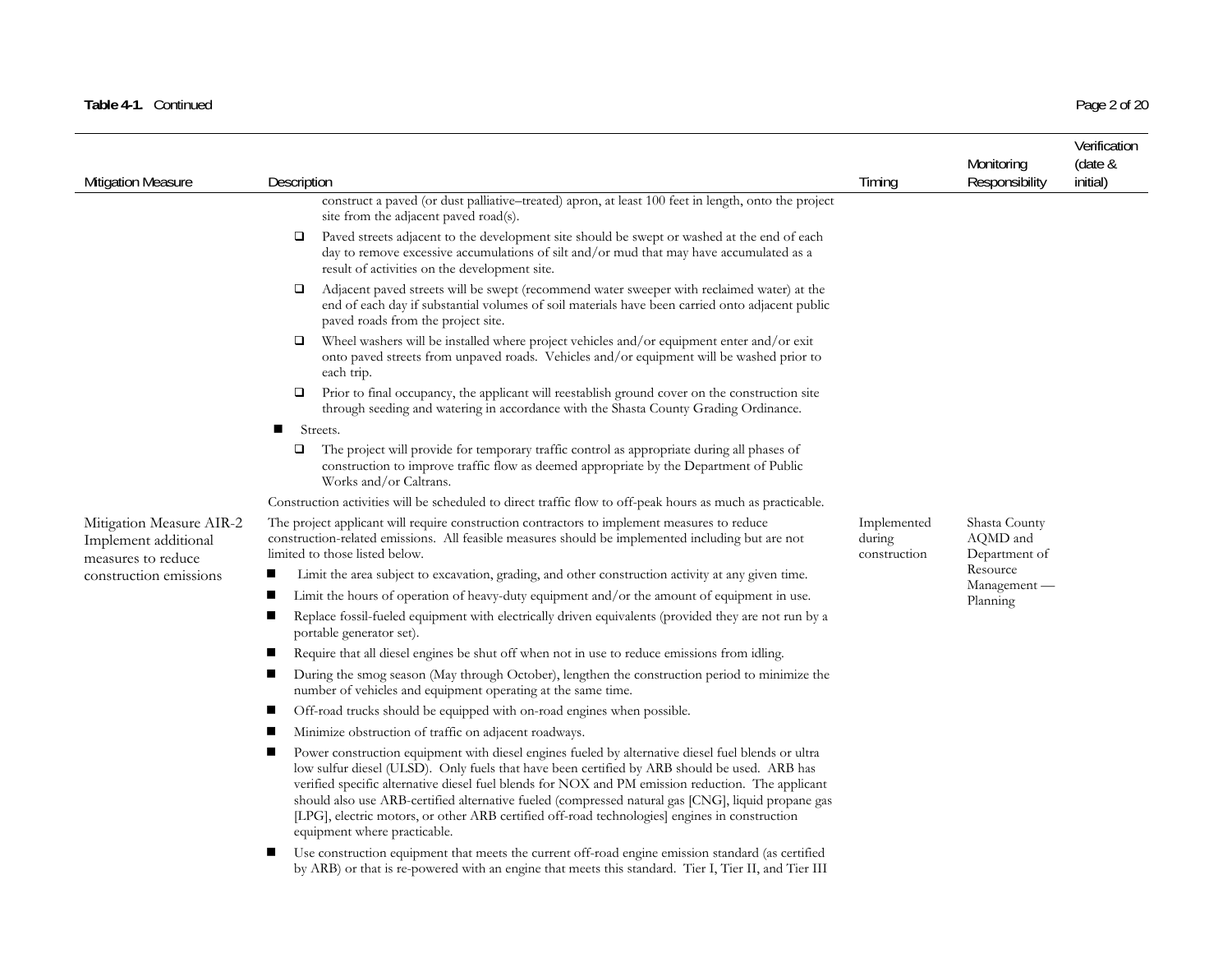**Table 4-1.** Continued

| Mitigation Measure | Description | Timing | Monitoring Responsibility | Verification (date & initial) |
|---|---|---|---|---|
| | construct a paved (or dust palliative–treated) apron, at least 100 feet in length, onto the project site from the adjacent paved road(s).<br>❑ Paved streets adjacent to the development site should be swept or washed at the end of each day to remove excessive accumulations of silt and/or mud that may have accumulated as a result of activities on the development site.<br>❑ Adjacent paved streets will be swept (recommend water sweeper with reclaimed water) at the end of each day if substantial volumes of soil materials have been carried onto adjacent public paved roads from the project site.<br>❑ Wheel washers will be installed where project vehicles and/or equipment enter and/or exit onto paved streets from unpaved roads. Vehicles and/or equipment will be washed prior to each trip.<br>❑ Prior to final occupancy, the applicant will reestablish ground cover on the construction site through seeding and watering in accordance with the Shasta County Grading Ordinance.<br>■ Streets.<br>❑ The project will provide for temporary traffic control as appropriate during all phases of construction to improve traffic flow as deemed appropriate by the Department of Public Works and/or Caltrans.<br>Construction activities will be scheduled to direct traffic flow to off-peak hours as much as practicable. | | | |
| Mitigation Measure AIR-2 Implement additional measures to reduce construction emissions | The project applicant will require construction contractors to implement measures to reduce construction-related emissions. All feasible measures should be implemented including but are not limited to those listed below.<br>■ Limit the area subject to excavation, grading, and other construction activity at any given time.<br>■ Limit the hours of operation of heavy-duty equipment and/or the amount of equipment in use.<br>■ Replace fossil-fueled equipment with electrically driven equivalents (provided they are not run by a portable generator set).<br>■ Require that all diesel engines be shut off when not in use to reduce emissions from idling.<br>■ During the smog season (May through October), lengthen the construction period to minimize the number of vehicles and equipment operating at the same time.<br>■ Off-road trucks should be equipped with on-road engines when possible.<br>■ Minimize obstruction of traffic on adjacent roadways.<br>■ Power construction equipment with diesel engines fueled by alternative diesel fuel blends or ultra low sulfur diesel (ULSD). Only fuels that have been certified by ARB should be used. ARB has verified specific alternative diesel fuel blends for NOX and PM emission reduction. The applicant should also use ARB-certified alternative fueled (compressed natural gas [CNG], liquid propane gas [LPG], electric motors, or other ARB certified off-road technologies] engines in construction equipment where practicable.<br>■ Use construction equipment that meets the current off-road engine emission standard (as certified by ARB) or that is re-powered with an engine that meets this standard. Tier I, Tier II, and Tier III | Implemented during construction | Shasta County AQMD and Department of Resource Management — Planning | |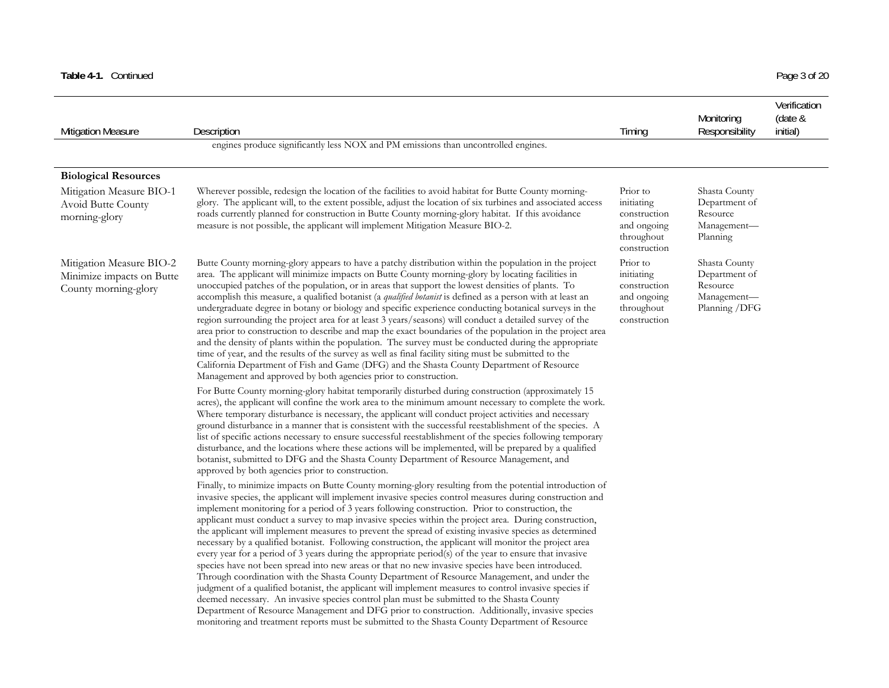**Table 4-1.** Continued

| Mitigation Measure | Description | Timing | Monitoring Responsibility | Verification (date & initial) |
|---|---|---|---|---|
| | engines produce significantly less NOX and PM emissions than uncontrolled engines. | | | |
| **Biological Resources** | | | | |
| Mitigation Measure BIO-1 Avoid Butte County morning-glory | Wherever possible, redesign the location of the facilities to avoid habitat for Butte County morning-glory. The applicant will, to the extent possible, adjust the location of six turbines and associated access roads currently planned for construction in Butte County morning-glory habitat. If this avoidance measure is not possible, the applicant will implement Mitigation Measure BIO-2. | Prior to initiating construction and ongoing throughout construction | Shasta County Department of Resource Management—Planning | |
| Mitigation Measure BIO-2 Minimize impacts on Butte County morning-glory | Butte County morning-glory appears to have a patchy distribution within the population in the project area. The applicant will minimize impacts on Butte County morning-glory by locating facilities in unoccupied patches of the population, or in areas that support the lowest densities of plants. To accomplish this measure, a qualified botanist (a *qualified botanist* is defined as a person with at least an undergraduate degree in botany or biology and specific experience conducting botanical surveys in the region surrounding the project area for at least 3 years/seasons) will conduct a detailed survey of the area prior to construction to describe and map the exact boundaries of the population in the project area and the density of plants within the population. The survey must be conducted during the appropriate time of year, and the results of the survey as well as final facility siting must be submitted to the California Department of Fish and Game (DFG) and the Shasta County Department of Resource Management and approved by both agencies prior to construction.<br><br>For Butte County morning-glory habitat temporarily disturbed during construction (approximately 15 acres), the applicant will confine the work area to the minimum amount necessary to complete the work. Where temporary disturbance is necessary, the applicant will conduct project activities and necessary ground disturbance in a manner that is consistent with the successful reestablishment of the species. A list of specific actions necessary to ensure successful reestablishment of the species following temporary disturbance, and the locations where these actions will be implemented, will be prepared by a qualified botanist, submitted to DFG and the Shasta County Department of Resource Management, and approved by both agencies prior to construction.<br><br>Finally, to minimize impacts on Butte County morning-glory resulting from the potential introduction of invasive species, the applicant will implement invasive species control measures during construction and implement monitoring for a period of 3 years following construction. Prior to construction, the applicant must conduct a survey to map invasive species within the project area. During construction, the applicant will implement measures to prevent the spread of existing invasive species as determined necessary by a qualified botanist. Following construction, the applicant will monitor the project area every year for a period of 3 years during the appropriate period(s) of the year to ensure that invasive species have not been spread into new areas or that no new invasive species have been introduced. Through coordination with the Shasta County Department of Resource Management, and under the judgment of a qualified botanist, the applicant will implement measures to control invasive species if deemed necessary. An invasive species control plan must be submitted to the Shasta County Department of Resource Management and DFG prior to construction. Additionally, invasive species monitoring and treatment reports must be submitted to the Shasta County Department of Resource | Prior to initiating construction and ongoing throughout construction | Shasta County Department of Resource Management—Planning /DFG | |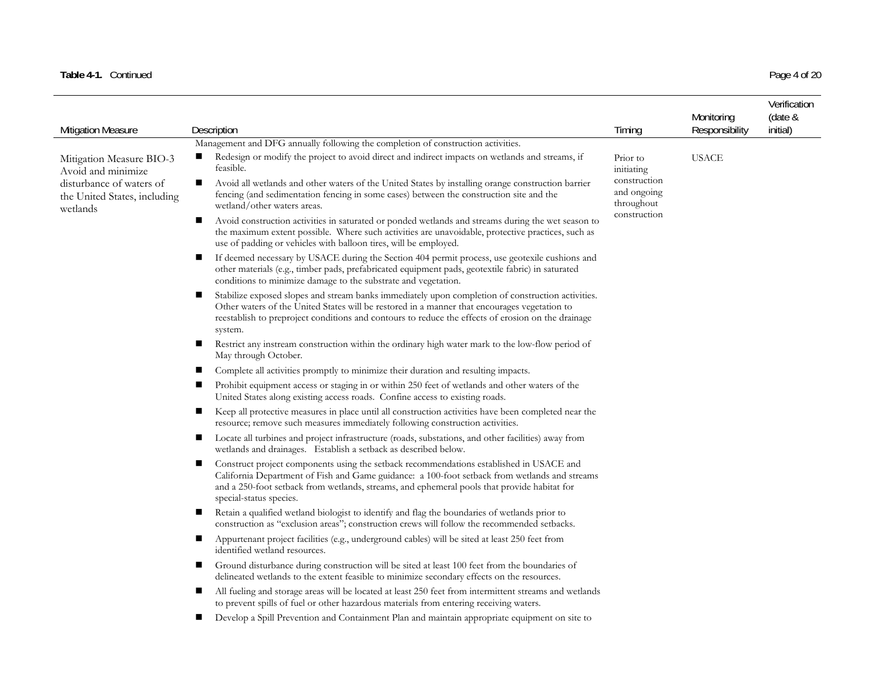**Table 4-1.** Continued

| Mitigation Measure | Description | Timing | Monitoring Responsibility | Verification (date & initial) |
|---|---|---|---|---|
| | Management and DFG annually following the completion of construction activities. | | | |
| Mitigation Measure BIO-3 Avoid and minimize disturbance of waters of the United States, including wetlands | ■ Redesign or modify the project to avoid direct and indirect impacts on wetlands and streams, if feasible.<br>■ Avoid all wetlands and other waters of the United States by installing orange construction barrier fencing (and sedimentation fencing in some cases) between the construction site and the wetland/other waters areas.<br>■ Avoid construction activities in saturated or ponded wetlands and streams during the wet season to the maximum extent possible. Where such activities are unavoidable, protective practices, such as use of padding or vehicles with balloon tires, will be employed.<br>■ If deemed necessary by USACE during the Section 404 permit process, use geotexile cushions and other materials (e.g., timber pads, prefabricated equipment pads, geotextile fabric) in saturated conditions to minimize damage to the substrate and vegetation.<br>■ Stabilize exposed slopes and stream banks immediately upon completion of construction activities. Other waters of the United States will be restored in a manner that encourages vegetation to reestablish to preproject conditions and contours to reduce the effects of erosion on the drainage system.<br>■ Restrict any instream construction within the ordinary high water mark to the low-flow period of May through October.<br>■ Complete all activities promptly to minimize their duration and resulting impacts.<br>■ Prohibit equipment access or staging in or within 250 feet of wetlands and other waters of the United States along existing access roads. Confine access to existing roads.<br>■ Keep all protective measures in place until all construction activities have been completed near the resource; remove such measures immediately following construction activities.<br>■ Locate all turbines and project infrastructure (roads, substations, and other facilities) away from wetlands and drainages. Establish a setback as described below.<br>■ Construct project components using the setback recommendations established in USACE and California Department of Fish and Game guidance: a 100-foot setback from wetlands and streams and a 250-foot setback from wetlands, streams, and ephemeral pools that provide habitat for special-status species.<br>■ Retain a qualified wetland biologist to identify and flag the boundaries of wetlands prior to construction as "exclusion areas"; construction crews will follow the recommended setbacks.<br>■ Appurtenant project facilities (e.g., underground cables) will be sited at least 250 feet from identified wetland resources.<br>■ Ground disturbance during construction will be sited at least 100 feet from the boundaries of delineated wetlands to the extent feasible to minimize secondary effects on the resources.<br>■ All fueling and storage areas will be located at least 250 feet from intermittent streams and wetlands to prevent spills of fuel or other hazardous materials from entering receiving waters.<br>■ Develop a Spill Prevention and Containment Plan and maintain appropriate equipment on site to | Prior to initiating construction and ongoing throughout construction | USACE | |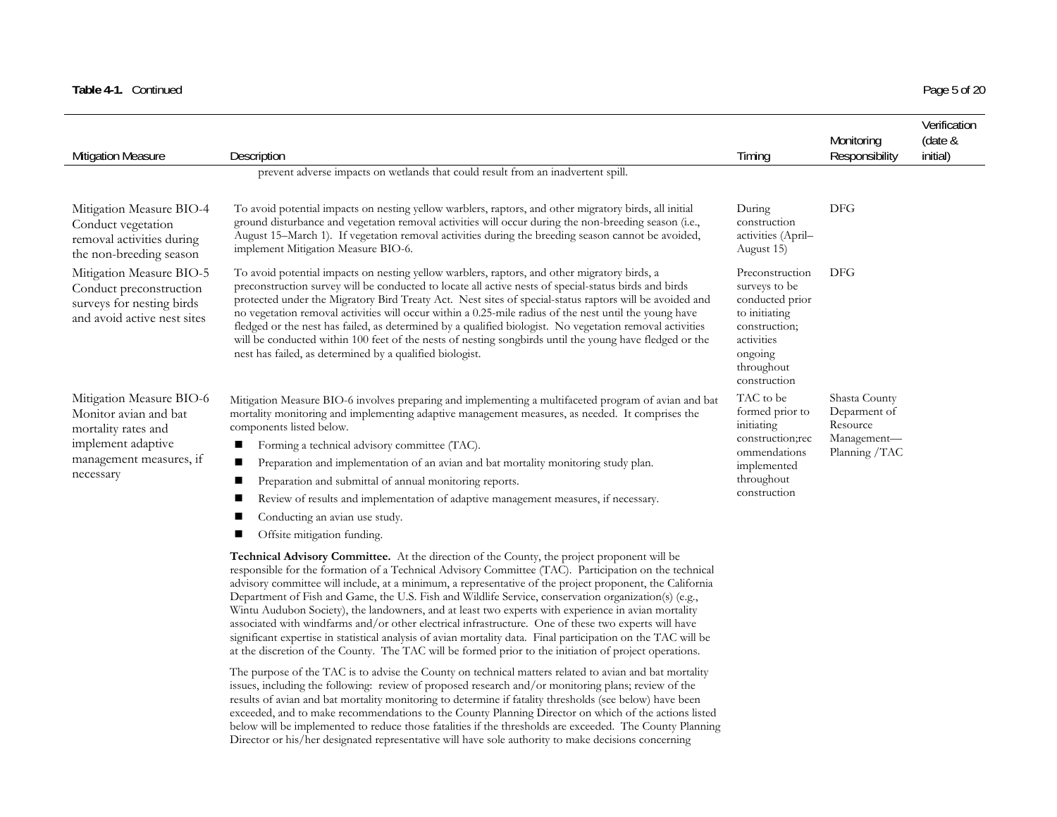**Table 4-1.** Continued

| Mitigation Measure | Description | Timing | Monitoring Responsibility | Verification (date & initial) |
|---|---|---|---|---|
| | prevent adverse impacts on wetlands that could result from an inadvertent spill. | | | |
| Mitigation Measure BIO-4 Conduct vegetation removal activities during the non-breeding season | To avoid potential impacts on nesting yellow warblers, raptors, and other migratory birds, all initial ground disturbance and vegetation removal activities will occur during the non-breeding season (i.e., August 15–March 1). If vegetation removal activities during the breeding season cannot be avoided, implement Mitigation Measure BIO-6. | During construction activities (April–August 15) | DFG | |
| Mitigation Measure BIO-5 Conduct preconstruction surveys for nesting birds and avoid active nest sites | To avoid potential impacts on nesting yellow warblers, raptors, and other migratory birds, a preconstruction survey will be conducted to locate all active nests of special-status birds and birds protected under the Migratory Bird Treaty Act. Nest sites of special-status raptors will be avoided and no vegetation removal activities will occur within a 0.25-mile radius of the nest until the young have fledged or the nest has failed, as determined by a qualified biologist. No vegetation removal activities will be conducted within 100 feet of the nests of nesting songbirds until the young have fledged or the nest has failed, as determined by a qualified biologist. | Preconstruction surveys to be conducted prior to initiating construction; activities ongoing throughout construction | DFG | |
| Mitigation Measure BIO-6 Monitor avian and bat mortality rates and implement adaptive management measures, if necessary | Mitigation Measure BIO-6 involves preparing and implementing a multifaceted program of avian and bat mortality monitoring and implementing adaptive management measures, as needed. It comprises the components listed below.<br>■ Forming a technical advisory committee (TAC).<br>■ Preparation and implementation of an avian and bat mortality monitoring study plan.<br>■ Preparation and submittal of annual monitoring reports.<br>■ Review of results and implementation of adaptive management measures, if necessary.<br>■ Conducting an avian use study.<br>■ Offsite mitigation funding.<br><br>**Technical Advisory Committee.** At the direction of the County, the project proponent will be responsible for the formation of a Technical Advisory Committee (TAC). Participation on the technical advisory committee will include, at a minimum, a representative of the project proponent, the California Department of Fish and Game, the U.S. Fish and Wildlife Service, conservation organization(s) (e.g., Wintu Audubon Society), the landowners, and at least two experts with experience in avian mortality associated with windfarms and/or other electrical infrastructure. One of these two experts will have significant expertise in statistical analysis of avian mortality data. Final participation on the TAC will be at the discretion of the County. The TAC will be formed prior to the initiation of project operations.<br><br>The purpose of the TAC is to advise the County on technical matters related to avian and bat mortality issues, including the following: review of proposed research and/or monitoring plans; review of the results of avian and bat mortality monitoring to determine if fatality thresholds (see below) have been exceeded, and to make recommendations to the County Planning Director on which of the actions listed below will be implemented to reduce those fatalities if the thresholds are exceeded. The County Planning Director or his/her designated representative will have sole authority to make decisions concerning | TAC to be formed prior to initiating construction;recommendations implemented throughout construction | Shasta County Deparment of Resource Management—Planning /TAC | |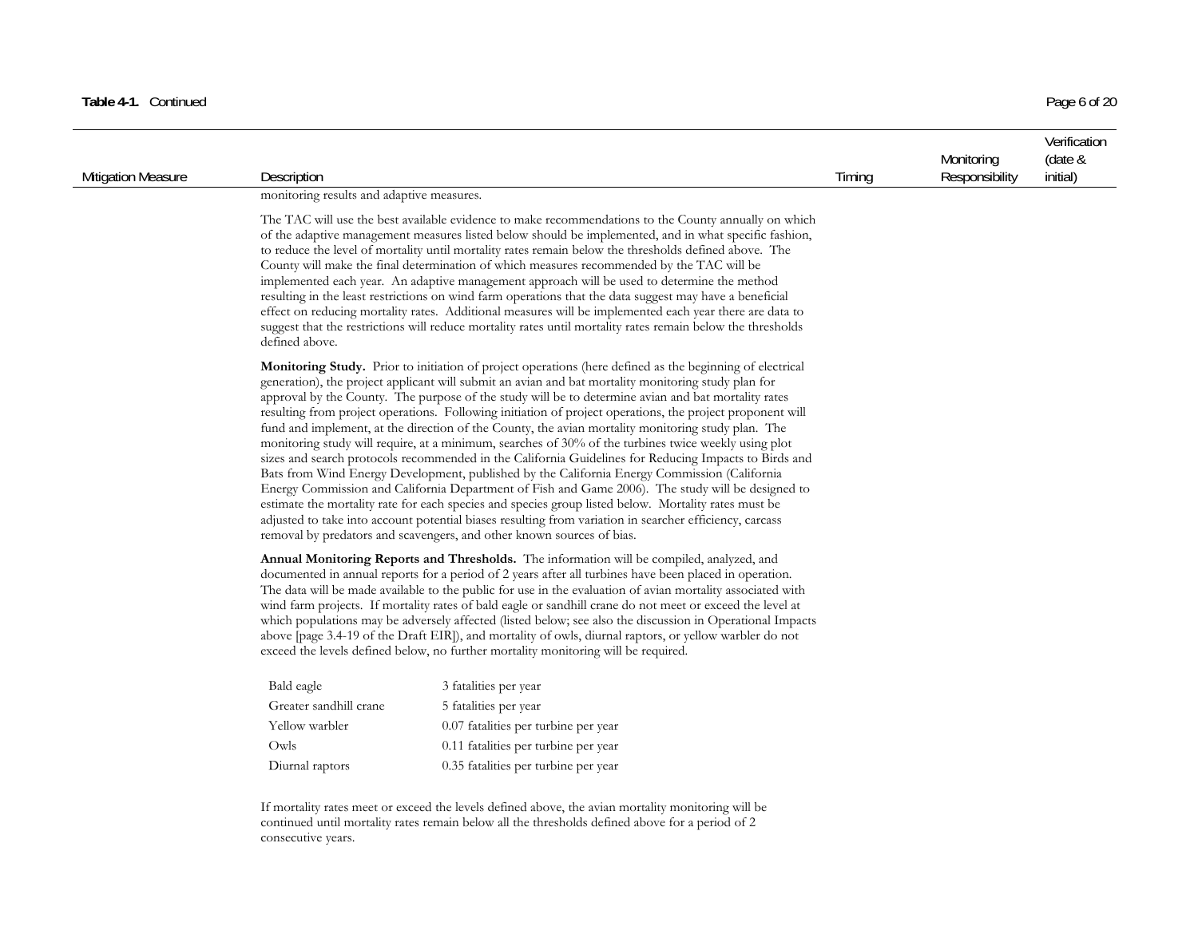**Table 4-1.** Continued

| Mitigation Measure | Description | Timing | Monitoring Responsibility | Verification (date & initial) |
|---|---|---|---|---|

monitoring results and adaptive measures.

The TAC will use the best available evidence to make recommendations to the County annually on which of the adaptive management measures listed below should be implemented, and in what specific fashion, to reduce the level of mortality until mortality rates remain below the thresholds defined above. The County will make the final determination of which measures recommended by the TAC will be implemented each year. An adaptive management approach will be used to determine the method resulting in the least restrictions on wind farm operations that the data suggest may have a beneficial effect on reducing mortality rates. Additional measures will be implemented each year there are data to suggest that the restrictions will reduce mortality rates until mortality rates remain below the thresholds defined above.

**Monitoring Study.** Prior to initiation of project operations (here defined as the beginning of electrical generation), the project applicant will submit an avian and bat mortality monitoring study plan for approval by the County. The purpose of the study will be to determine avian and bat mortality rates resulting from project operations. Following initiation of project operations, the project proponent will fund and implement, at the direction of the County, the avian mortality monitoring study plan. The monitoring study will require, at a minimum, searches of 30% of the turbines twice weekly using plot sizes and search protocols recommended in the California Guidelines for Reducing Impacts to Birds and Bats from Wind Energy Development, published by the California Energy Commission (California Energy Commission and California Department of Fish and Game 2006). The study will be designed to estimate the mortality rate for each species and species group listed below. Mortality rates must be adjusted to take into account potential biases resulting from variation in searcher efficiency, carcass removal by predators and scavengers, and other known sources of bias.

**Annual Monitoring Reports and Thresholds.** The information will be compiled, analyzed, and documented in annual reports for a period of 2 years after all turbines have been placed in operation. The data will be made available to the public for use in the evaluation of avian mortality associated with wind farm projects. If mortality rates of bald eagle or sandhill crane do not meet or exceed the level at which populations may be adversely affected (listed below; see also the discussion in Operational Impacts above [page 3.4-19 of the Draft EIR]), and mortality of owls, diurnal raptors, or yellow warbler do not exceed the levels defined below, no further mortality monitoring will be required.

| | |
|---|---|
| Bald eagle | 3 fatalities per year |
| Greater sandhill crane | 5 fatalities per year |
| Yellow warbler | 0.07 fatalities per turbine per year |
| Owls | 0.11 fatalities per turbine per year |
| Diurnal raptors | 0.35 fatalities per turbine per year |

If mortality rates meet or exceed the levels defined above, the avian mortality monitoring will be continued until mortality rates remain below all the thresholds defined above for a period of 2 consecutive years.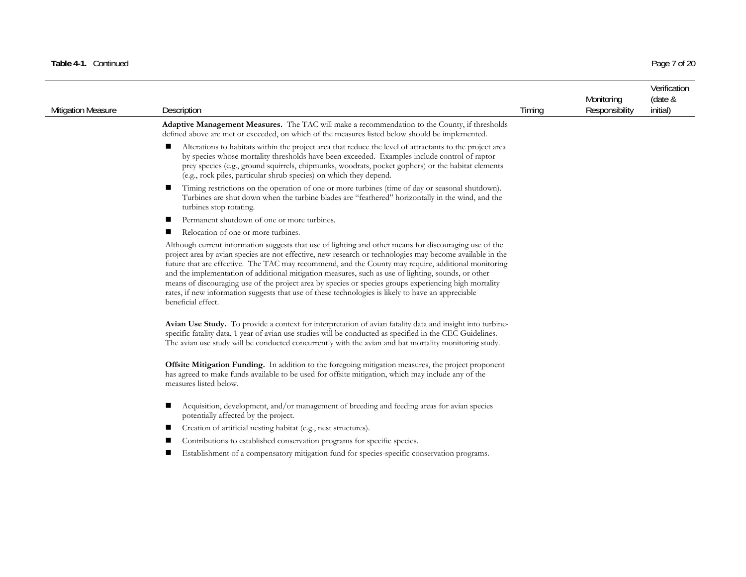**Table 4-1.** Continued

| Mitigation Measure | Description | Timing | Monitoring Responsibility | Verification (date & initial) |
|---|---|---|---|---|
| | **Adaptive Management Measures.** The TAC will make a recommendation to the County, if thresholds defined above are met or exceeded, on which of the measures listed below should be implemented.<br><br>■ Alterations to habitats within the project area that reduce the level of attractants to the project area by species whose mortality thresholds have been exceeded. Examples include control of raptor prey species (e.g., ground squirrels, chipmunks, woodrats, pocket gophers) or the habitat elements (e.g., rock piles, particular shrub species) on which they depend.<br>■ Timing restrictions on the operation of one or more turbines (time of day or seasonal shutdown). Turbines are shut down when the turbine blades are "feathered" horizontally in the wind, and the turbines stop rotating.<br>■ Permanent shutdown of one or more turbines.<br>■ Relocation of one or more turbines.<br><br>Although current information suggests that use of lighting and other means for discouraging use of the project area by avian species are not effective, new research or technologies may become available in the future that are effective. The TAC may recommend, and the County may require, additional monitoring and the implementation of additional mitigation measures, such as use of lighting, sounds, or other means of discouraging use of the project area by species or species groups experiencing high mortality rates, if new information suggests that use of these technologies is likely to have an appreciable beneficial effect.<br><br>**Avian Use Study.** To provide a context for interpretation of avian fatality data and insight into turbine-specific fatality data, 1 year of avian use studies will be conducted as specified in the CEC Guidelines. The avian use study will be conducted concurrently with the avian and bat mortality monitoring study.<br><br>**Offsite Mitigation Funding.** In addition to the foregoing mitigation measures, the project proponent has agreed to make funds available to be used for offsite mitigation, which may include any of the measures listed below.<br><br>■ Acquisition, development, and/or management of breeding and feeding areas for avian species potentially affected by the project.<br>■ Creation of artificial nesting habitat (e.g., nest structures).<br>■ Contributions to established conservation programs for specific species.<br>■ Establishment of a compensatory mitigation fund for species-specific conservation programs. | | | |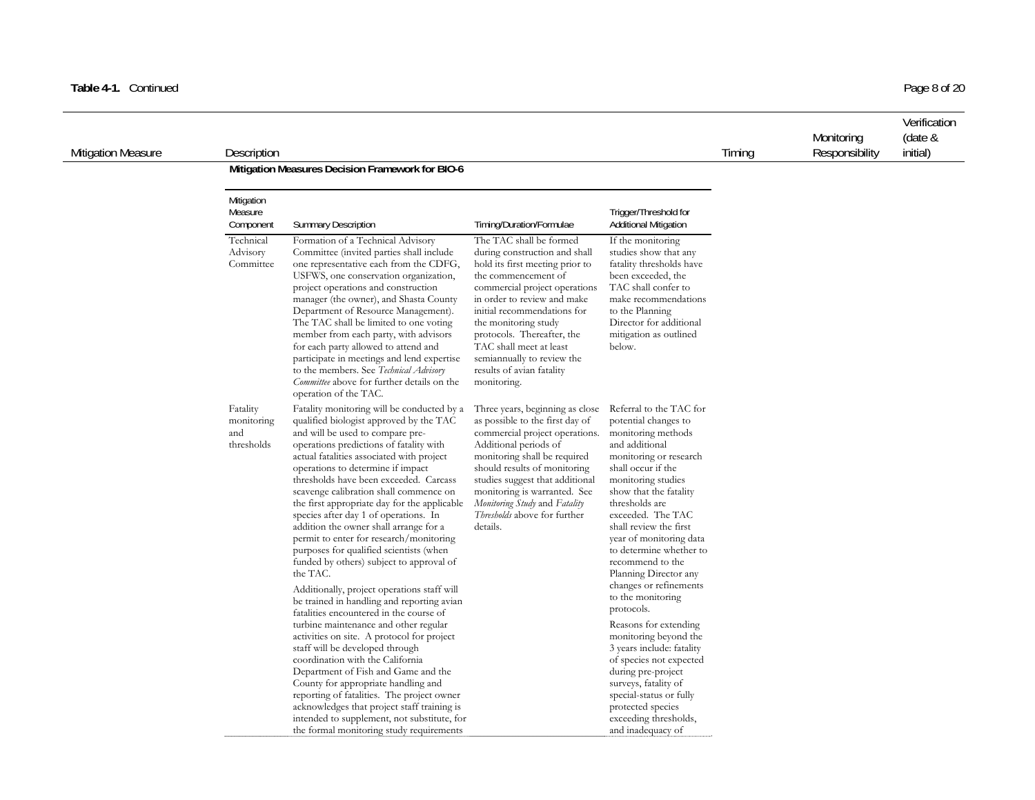**Table 4-1.** Continued

| Mitigation Measure | Description | Timing | Monitoring Responsibility | Verification (date & initial) |
|---|---|---|---|---|
| | **Mitigation Measures Decision Framework for BIO-6** | | | |

| Mitigation Measure Component | Summary Description | Timing/Duration/Formulae | Trigger/Threshold for Additional Mitigation |
|---|---|---|---|
| Technical Advisory Committee | Formation of a Technical Advisory Committee (invited parties shall include one representative each from the CDFG, USFWS, one conservation organization, project operations and construction manager (the owner), and Shasta County Department of Resource Management). The TAC shall be limited to one voting member from each party, with advisors for each party allowed to attend and participate in meetings and lend expertise to the members. See *Technical Advisory Committee* above for further details on the operation of the TAC. | The TAC shall be formed during construction and shall hold its first meeting prior to the commencement of commercial project operations in order to review and make initial recommendations for the monitoring study protocols. Thereafter, the TAC shall meet at least semiannually to review the results of avian fatality monitoring. | If the monitoring studies show that any fatality thresholds have been exceeded, the TAC shall confer to make recommendations to the Planning Director for additional mitigation as outlined below. |
| Fatality monitoring and thresholds | Fatality monitoring will be conducted by a qualified biologist approved by the TAC and will be used to compare pre-operations predictions of fatality with actual fatalities associated with project operations to determine if impact thresholds have been exceeded. Carcass scavenge calibration shall commence on the first appropriate day for the applicable species after day 1 of operations. In addition the owner shall arrange for a permit to enter for research/monitoring purposes for qualified scientists (when funded by others) subject to approval of the TAC.<br><br>Additionally, project operations staff will be trained in handling and reporting avian fatalities encountered in the course of turbine maintenance and other regular activities on site. A protocol for project staff will be developed through coordination with the California Department of Fish and Game and the County for appropriate handling and reporting of fatalities. The project owner acknowledges that project staff training is intended to supplement, not substitute, for the formal monitoring study requirements | Three years, beginning as close as possible to the first day of commercial project operations. Additional periods of monitoring shall be required should results of monitoring studies suggest that additional monitoring is warranted. See *Monitoring Study* and *Fatality Thresholds* above for further details. | Referral to the TAC for potential changes to monitoring methods and additional monitoring or research shall occur if the monitoring studies show that the fatality thresholds are exceeded. The TAC shall review the first year of monitoring data to determine whether to recommend to the Planning Director any changes or refinements to the monitoring protocols.<br><br>Reasons for extending monitoring beyond the 3 years include: fatality of species not expected during pre-project surveys, fatality of special-status or fully protected species exceeding thresholds, and inadequacy of |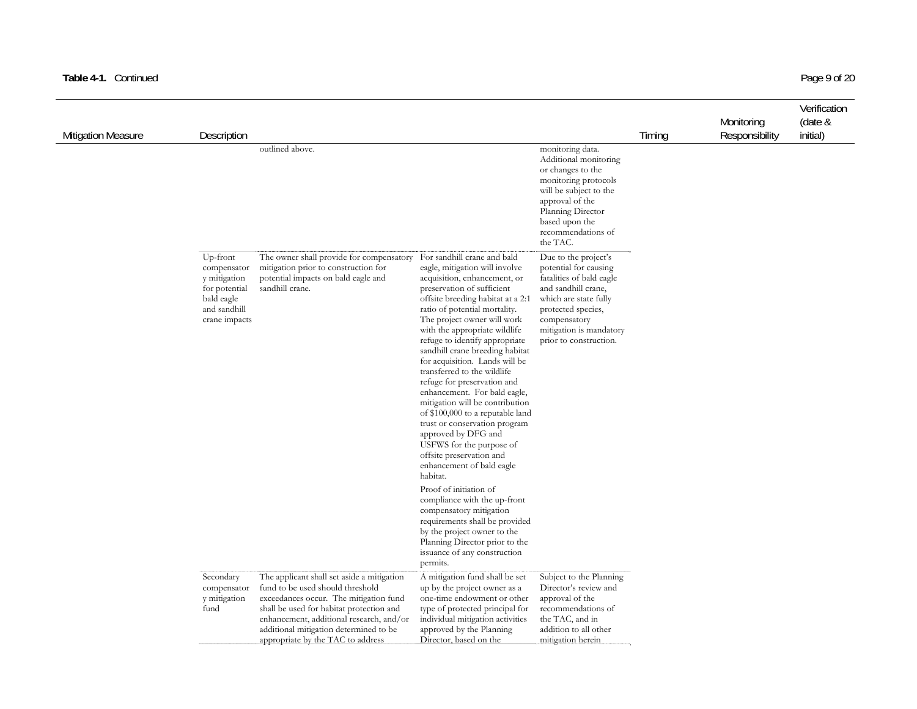**Table 4-1.** Continued

| Mitigation Measure | Description | | | | Timing | Monitoring Responsibility | Verification (date & initial) |
|---|---|---|---|---|---|---|---|
| | | outlined above. | | monitoring data. Additional monitoring or changes to the monitoring protocols will be subject to the approval of the Planning Director based upon the recommendations of the TAC. | | | |
| | Up-front compensatory mitigation for potential bald eagle and sandhill crane impacts | The owner shall provide for compensatory mitigation prior to construction for potential impacts on bald eagle and sandhill crane. | For sandhill crane and bald eagle, mitigation will involve acquisition, enhancement, or preservation of sufficient offsite breeding habitat at a 2:1 ratio of potential mortality. The project owner will work with the appropriate wildlife refuge to identify appropriate sandhill crane breeding habitat for acquisition. Lands will be transferred to the wildlife refuge for preservation and enhancement. For bald eagle, mitigation will be contribution of $100,000 to a reputable land trust or conservation program approved by DFG and USFWS for the purpose of offsite preservation and enhancement of bald eagle habitat.<br><br>Proof of initiation of compliance with the up-front compensatory mitigation requirements shall be provided by the project owner to the Planning Director prior to the issuance of any construction permits. | Due to the project's potential for causing fatalities of bald eagle and sandhill crane, which are state fully protected species, compensatory mitigation is mandatory prior to construction. | | | |
| | Secondary compensatory mitigation fund | The applicant shall set aside a mitigation fund to be used should threshold exceedances occur. The mitigation fund shall be used for habitat protection and enhancement, additional research, and/or additional mitigation determined to be appropriate by the TAC to address | A mitigation fund shall be set up by the project owner as a one-time endowment or other type of protected principal for individual mitigation activities approved by the Planning Director, based on the | Subject to the Planning Director's review and approval of the recommendations of the TAC, and in addition to all other mitigation herein | | | |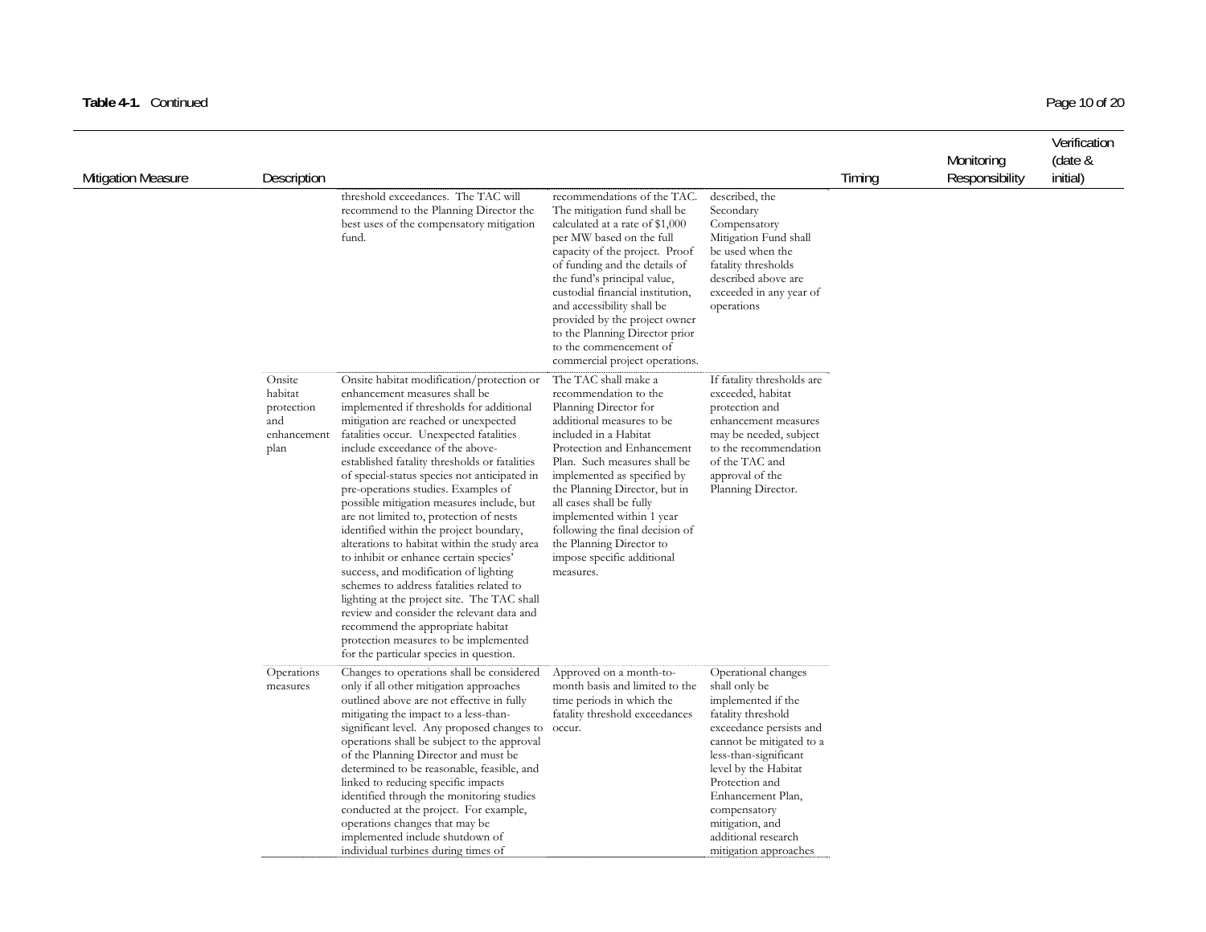**Table 4-1.** Continued

| Mitigation Measure | Description | | | | Timing | Monitoring Responsibility | Verification (date & initial) |
|---|---|---|---|---|---|---|---|
| | | threshold exceedances. The TAC will recommend to the Planning Director the best uses of the compensatory mitigation fund. | recommendations of the TAC. The mitigation fund shall be calculated at a rate of $1,000 per MW based on the full capacity of the project. Proof of funding and the details of the fund's principal value, custodial financial institution, and accessibility shall be provided by the project owner to the Planning Director prior to the commencement of commercial project operations. | described, the Secondary Compensatory Mitigation Fund shall be used when the fatality thresholds described above are exceeded in any year of operations | | | |
| | Onsite habitat protection and enhancement plan | Onsite habitat modification/protection or enhancement measures shall be implemented if thresholds for additional mitigation are reached or unexpected fatalities occur. Unexpected fatalities include exceedance of the above-established fatality thresholds or fatalities of special-status species not anticipated in pre-operations studies. Examples of possible mitigation measures include, but are not limited to, protection of nests identified within the project boundary, alterations to habitat within the study area to inhibit or enhance certain species' success, and modification of lighting schemes to address fatalities related to lighting at the project site. The TAC shall review and consider the relevant data and recommend the appropriate habitat protection measures to be implemented for the particular species in question. | The TAC shall make a recommendation to the Planning Director for additional measures to be included in a Habitat Protection and Enhancement Plan. Such measures shall be implemented as specified by the Planning Director, but in all cases shall be fully implemented within 1 year following the final decision of the Planning Director to impose specific additional measures. | If fatality thresholds are exceeded, habitat protection and enhancement measures may be needed, subject to the recommendation of the TAC and approval of the Planning Director. | | | |
| | Operations measures | Changes to operations shall be considered only if all other mitigation approaches outlined above are not effective in fully mitigating the impact to a less-than-significant level. Any proposed changes to operations shall be subject to the approval of the Planning Director and must be determined to be reasonable, feasible, and linked to reducing specific impacts identified through the monitoring studies conducted at the project. For example, operations changes that may be implemented include shutdown of individual turbines during times of | Approved on a month-to-month basis and limited to the time periods in which the fatality threshold exceedances occur. | Operational changes shall only be implemented if the fatality threshold exceedance persists and cannot be mitigated to a less-than-significant level by the Habitat Protection and Enhancement Plan, compensatory mitigation, and additional research mitigation approaches | | | |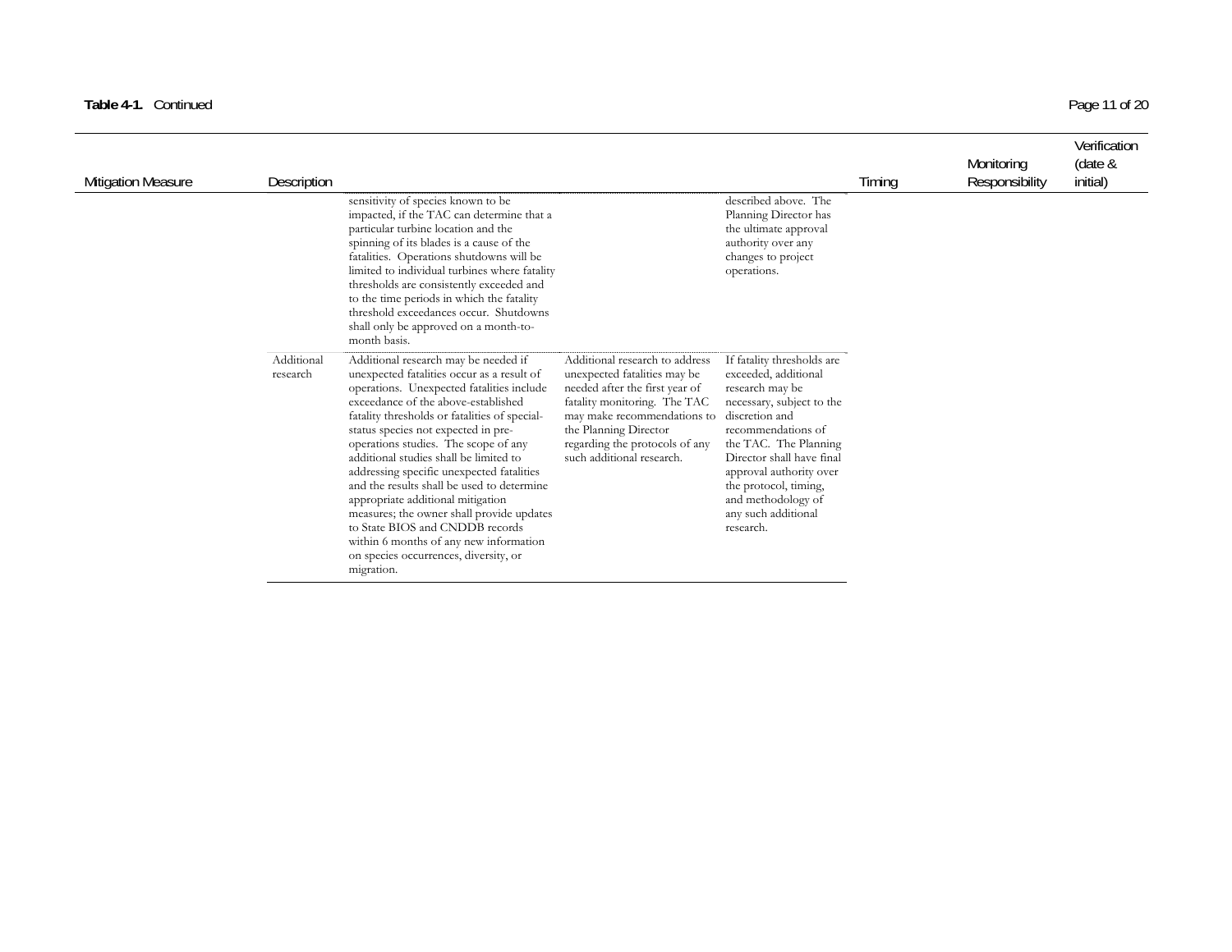**Table 4-1.** Continued

| Mitigation Measure | Description | | | | Timing | Monitoring Responsibility | Verification (date & initial) |
|---|---|---|---|---|---|---|---|
| | | sensitivity of species known to be impacted, if the TAC can determine that a particular turbine location and the spinning of its blades is a cause of the fatalities. Operations shutdowns will be limited to individual turbines where fatality thresholds are consistently exceeded and to the time periods in which the fatality threshold exceedances occur. Shutdowns shall only be approved on a month-to-month basis. | | described above. The Planning Director has the ultimate approval authority over any changes to project operations. | | | |
| | Additional research | Additional research may be needed if unexpected fatalities occur as a result of operations. Unexpected fatalities include exceedance of the above-established fatality thresholds or fatalities of special-status species not expected in pre-operations studies. The scope of any additional studies shall be limited to addressing specific unexpected fatalities and the results shall be used to determine appropriate additional mitigation measures; the owner shall provide updates to State BIOS and CNDDB records within 6 months of any new information on species occurrences, diversity, or migration. | Additional research to address unexpected fatalities may be needed after the first year of fatality monitoring. The TAC may make recommendations to the Planning Director regarding the protocols of any such additional research. | If fatality thresholds are exceeded, additional research may be necessary, subject to the discretion and recommendations of the TAC. The Planning Director shall have final approval authority over the protocol, timing, and methodology of any such additional research. | | | |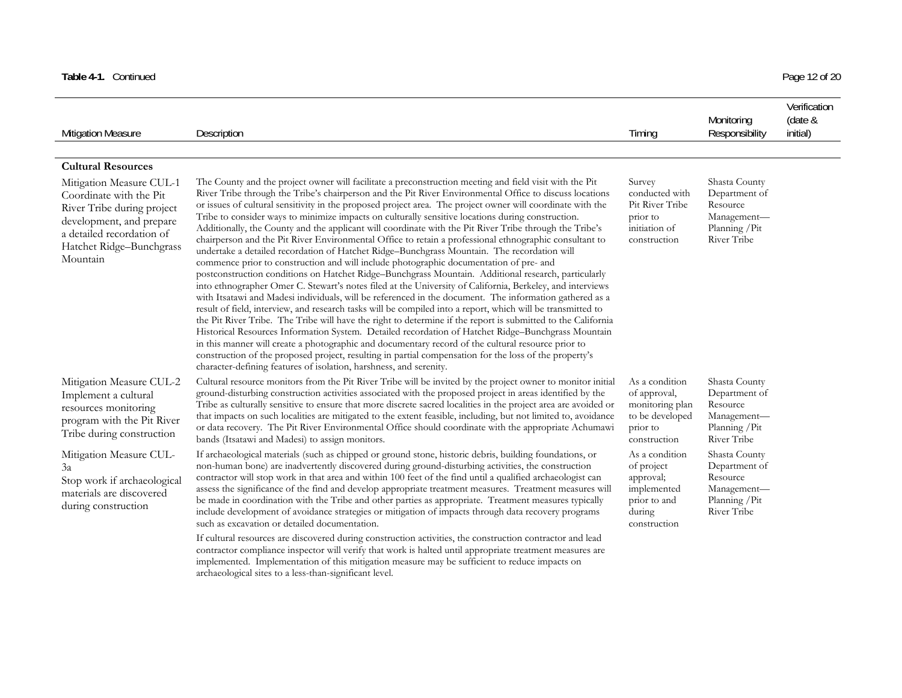**Table 4-1.** Continued

| Mitigation Measure | Description | Timing | Monitoring Responsibility | Verification (date & initial) |
|---|---|---|---|---|
| **Cultural Resources** | | | | |
| Mitigation Measure CUL-1 Coordinate with the Pit River Tribe during project development, and prepare a detailed recordation of Hatchet Ridge–Bunchgrass Mountain | The County and the project owner will facilitate a preconstruction meeting and field visit with the Pit River Tribe through the Tribe's chairperson and the Pit River Environmental Office to discuss locations or issues of cultural sensitivity in the proposed project area. The project owner will coordinate with the Tribe to consider ways to minimize impacts on culturally sensitive locations during construction. Additionally, the County and the applicant will coordinate with the Pit River Tribe through the Tribe's chairperson and the Pit River Environmental Office to retain a professional ethnographic consultant to undertake a detailed recordation of Hatchet Ridge–Bunchgrass Mountain. The recordation will commence prior to construction and will include photographic documentation of pre- and postconstruction conditions on Hatchet Ridge–Bunchgrass Mountain. Additional research, particularly into ethnographer Omer C. Stewart's notes filed at the University of California, Berkeley, and interviews with Itsatawi and Madesi individuals, will be referenced in the document. The information gathered as a result of field, interview, and research tasks will be compiled into a report, which will be transmitted to the Pit River Tribe. The Tribe will have the right to determine if the report is submitted to the California Historical Resources Information System. Detailed recordation of Hatchet Ridge–Bunchgrass Mountain in this manner will create a photographic and documentary record of the cultural resource prior to construction of the proposed project, resulting in partial compensation for the loss of the property's character-defining features of isolation, harshness, and serenity. | Survey conducted with Pit River Tribe prior to initiation of construction | Shasta County Department of Resource Management—Planning /Pit River Tribe | |
| Mitigation Measure CUL-2 Implement a cultural resources monitoring program with the Pit River Tribe during construction | Cultural resource monitors from the Pit River Tribe will be invited by the project owner to monitor initial ground-disturbing construction activities associated with the proposed project in areas identified by the Tribe as culturally sensitive to ensure that more discrete sacred localities in the project area are avoided or that impacts on such localities are mitigated to the extent feasible, including, but not limited to, avoidance or data recovery. The Pit River Environmental Office should coordinate with the appropriate Achumawi bands (Itsatawi and Madesi) to assign monitors. | As a condition of approval, monitoring plan to be developed prior to construction | Shasta County Department of Resource Management—Planning /Pit River Tribe | |
| Mitigation Measure CUL-3a Stop work if archaeological materials are discovered during construction | If archaeological materials (such as chipped or ground stone, historic debris, building foundations, or non-human bone) are inadvertently discovered during ground-disturbing activities, the construction contractor will stop work in that area and within 100 feet of the find until a qualified archaeologist can assess the significance of the find and develop appropriate treatment measures. Treatment measures will be made in coordination with the Tribe and other parties as appropriate. Treatment measures typically include development of avoidance strategies or mitigation of impacts through data recovery programs such as excavation or detailed documentation.<br><br>If cultural resources are discovered during construction activities, the construction contractor and lead contractor compliance inspector will verify that work is halted until appropriate treatment measures are implemented. Implementation of this mitigation measure may be sufficient to reduce impacts on archaeological sites to a less-than-significant level. | As a condition of project approval; implemented prior to and during construction | Shasta County Department of Resource Management—Planning /Pit River Tribe | |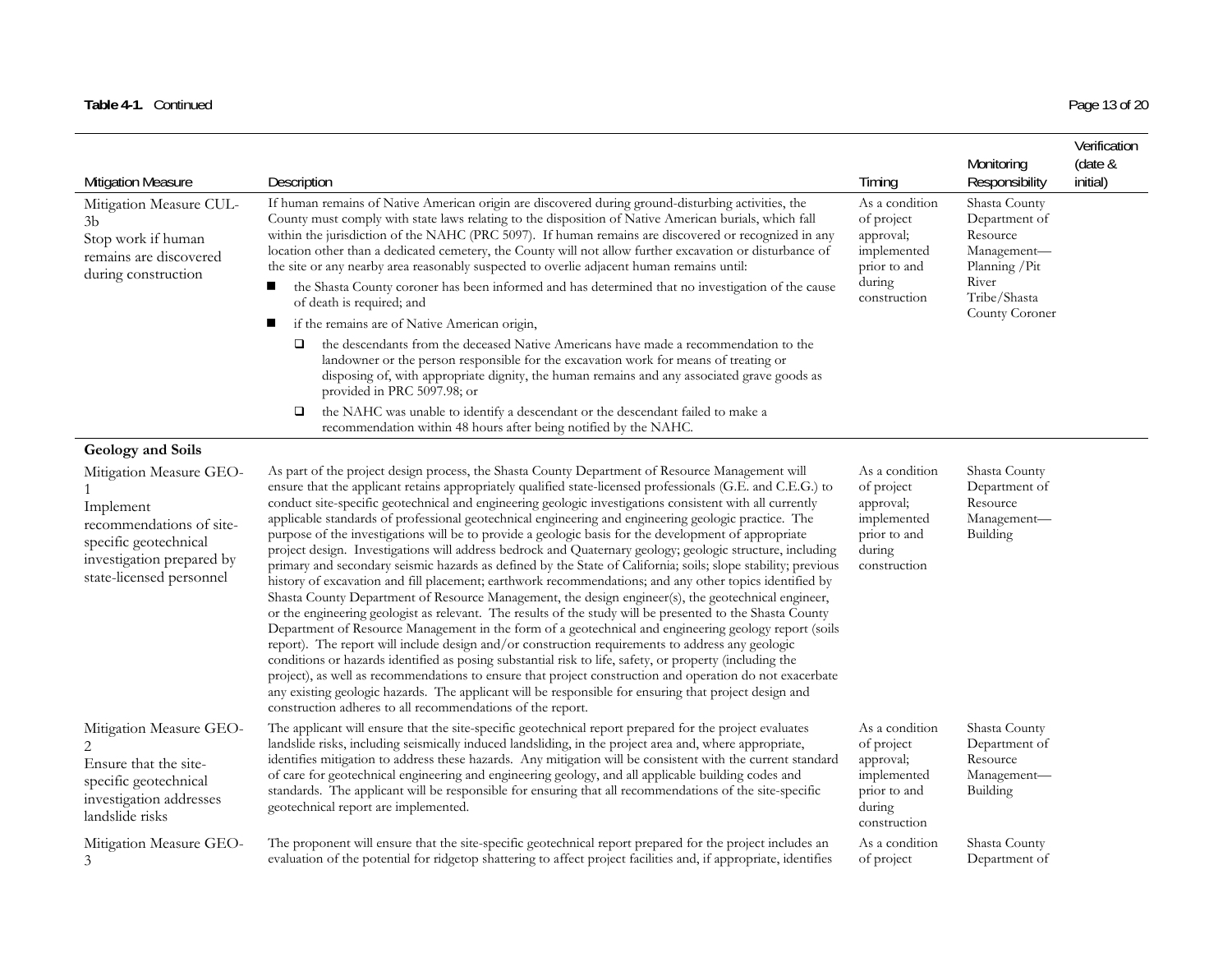**Table 4-1.** Continued

| Mitigation Measure | Description | Timing | Monitoring Responsibility | Verification (date & initial) |
|---|---|---|---|---|
| Mitigation Measure CUL-3b<br>Stop work if human remains are discovered during construction | If human remains of Native American origin are discovered during ground-disturbing activities, the County must comply with state laws relating to the disposition of Native American burials, which fall within the jurisdiction of the NAHC (PRC 5097). If human remains are discovered or recognized in any location other than a dedicated cemetery, the County will not allow further excavation or disturbance of the site or any nearby area reasonably suspected to overlie adjacent human remains until:<br>■ the Shasta County coroner has been informed and has determined that no investigation of the cause of death is required; and<br>■ if the remains are of Native American origin,<br>❑ the descendants from the deceased Native Americans have made a recommendation to the landowner or the person responsible for the excavation work for means of treating or disposing of, with appropriate dignity, the human remains and any associated grave goods as provided in PRC 5097.98; or<br>❑ the NAHC was unable to identify a descendant or the descendant failed to make a recommendation within 48 hours after being notified by the NAHC. | As a condition of project approval; implemented prior to and during construction | Shasta County Department of Resource Management—Planning /Pit River Tribe/Shasta County Coroner | |
| **Geology and Soils** | | | | |
| Mitigation Measure GEO-1<br>Implement recommendations of site-specific geotechnical investigation prepared by state-licensed personnel | As part of the project design process, the Shasta County Department of Resource Management will ensure that the applicant retains appropriately qualified state-licensed professionals (G.E. and C.E.G.) to conduct site-specific geotechnical and engineering geologic investigations consistent with all currently applicable standards of professional geotechnical engineering and engineering geologic practice. The purpose of the investigations will be to provide a geologic basis for the development of appropriate project design. Investigations will address bedrock and Quaternary geology; geologic structure, including primary and secondary seismic hazards as defined by the State of California; soils; slope stability; previous history of excavation and fill placement; earthwork recommendations; and any other topics identified by Shasta County Department of Resource Management, the design engineer(s), the geotechnical engineer, or the engineering geologist as relevant. The results of the study will be presented to the Shasta County Department of Resource Management in the form of a geotechnical and engineering geology report (soils report). The report will include design and/or construction requirements to address any geologic conditions or hazards identified as posing substantial risk to life, safety, or property (including the project), as well as recommendations to ensure that project construction and operation do not exacerbate any existing geologic hazards. The applicant will be responsible for ensuring that project design and construction adheres to all recommendations of the report. | As a condition of project approval; implemented prior to and during construction | Shasta County Department of Resource Management—Building | |
| Mitigation Measure GEO-2<br>Ensure that the site-specific geotechnical investigation addresses landslide risks | The applicant will ensure that the site-specific geotechnical report prepared for the project evaluates landslide risks, including seismically induced landsliding, in the project area and, where appropriate, identifies mitigation to address these hazards. Any mitigation will be consistent with the current standard of care for geotechnical engineering and engineering geology, and all applicable building codes and standards. The applicant will be responsible for ensuring that all recommendations of the site-specific geotechnical report are implemented. | As a condition of project approval; implemented prior to and during construction | Shasta County Department of Resource Management—Building | |
| Mitigation Measure GEO-3 | The proponent will ensure that the site-specific geotechnical report prepared for the project includes an evaluation of the potential for ridgetop shattering to affect project facilities and, if appropriate, identifies | As a condition of project | Shasta County Department of | |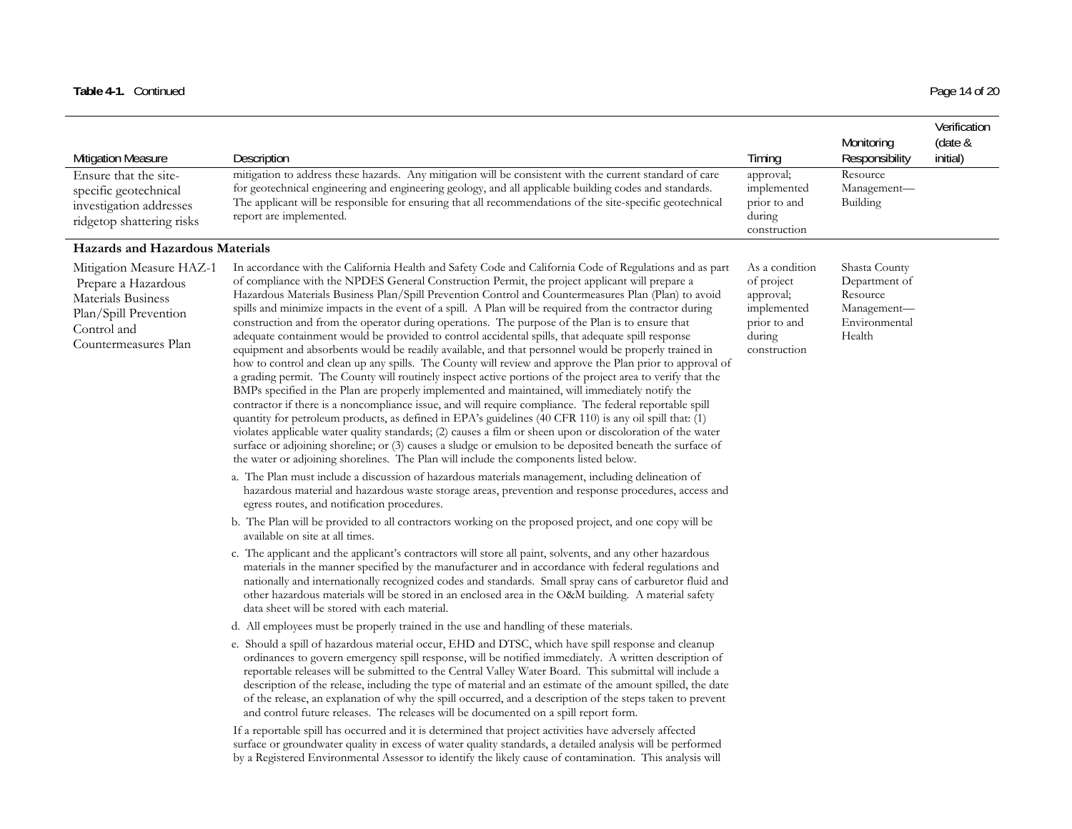**Table 4-1.** Continued

| Mitigation Measure | Description | Timing | Monitoring Responsibility | Verification (date & initial) |
|---|---|---|---|---|
| Ensure that the site-specific geotechnical investigation addresses ridgetop shattering risks | mitigation to address these hazards. Any mitigation will be consistent with the current standard of care for geotechnical engineering and engineering geology, and all applicable building codes and standards. The applicant will be responsible for ensuring that all recommendations of the site-specific geotechnical report are implemented. | approval; implemented prior to and during construction | Resource Management—Building | |
| **Hazards and Hazardous Materials** | | | | |
| Mitigation Measure HAZ-1 Prepare a Hazardous Materials Business Plan/Spill Prevention Control and Countermeasures Plan | In accordance with the California Health and Safety Code and California Code of Regulations and as part of compliance with the NPDES General Construction Permit, the project applicant will prepare a Hazardous Materials Business Plan/Spill Prevention Control and Countermeasures Plan (Plan) to avoid spills and minimize impacts in the event of a spill. A Plan will be required from the contractor during construction and from the operator during operations. The purpose of the Plan is to ensure that adequate containment would be provided to control accidental spills, that adequate spill response equipment and absorbents would be readily available, and that personnel would be properly trained in how to control and clean up any spills. The County will review and approve the Plan prior to approval of a grading permit. The County will routinely inspect active portions of the project area to verify that the BMPs specified in the Plan are properly implemented and maintained, will immediately notify the contractor if there is a noncompliance issue, and will require compliance. The federal reportable spill quantity for petroleum products, as defined in EPA's guidelines (40 CFR 110) is any oil spill that: (1) violates applicable water quality standards; (2) causes a film or sheen upon or discoloration of the water surface or adjoining shoreline; or (3) causes a sludge or emulsion to be deposited beneath the surface of the water or adjoining shorelines. The Plan will include the components listed below.<br><br>a. The Plan must include a discussion of hazardous materials management, including delineation of hazardous material and hazardous waste storage areas, prevention and response procedures, access and egress routes, and notification procedures.<br><br>b. The Plan will be provided to all contractors working on the proposed project, and one copy will be available on site at all times.<br><br>c. The applicant and the applicant's contractors will store all paint, solvents, and any other hazardous materials in the manner specified by the manufacturer and in accordance with federal regulations and nationally and internationally recognized codes and standards. Small spray cans of carburetor fluid and other hazardous materials will be stored in an enclosed area in the O&M building. A material safety data sheet will be stored with each material.<br><br>d. All employees must be properly trained in the use and handling of these materials.<br><br>e. Should a spill of hazardous material occur, EHD and DTSC, which have spill response and cleanup ordinances to govern emergency spill response, will be notified immediately. A written description of reportable releases will be submitted to the Central Valley Water Board. This submittal will include a description of the release, including the type of material and an estimate of the amount spilled, the date of the release, an explanation of why the spill occurred, and a description of the steps taken to prevent and control future releases. The releases will be documented on a spill report form.<br><br>If a reportable spill has occurred and it is determined that project activities have adversely affected surface or groundwater quality in excess of water quality standards, a detailed analysis will be performed by a Registered Environmental Assessor to identify the likely cause of contamination. This analysis will | As a condition of project approval; implemented prior to and during construction | Shasta County Department of Resource Management—Environmental Health | |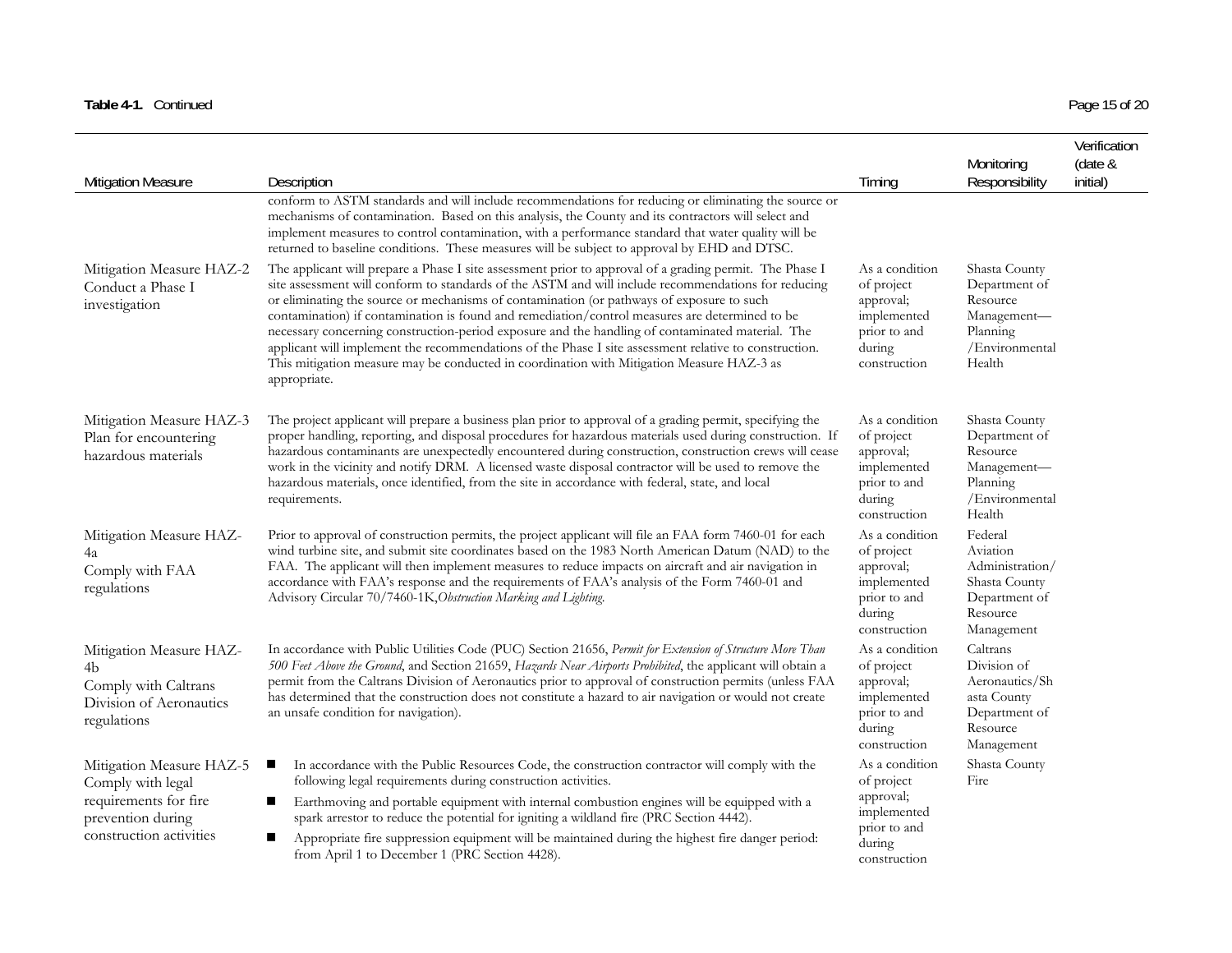**Table 4-1.** Continued

| Mitigation Measure | Description | Timing | Monitoring Responsibility | Verification (date & initial) |
|---|---|---|---|---|
| | conform to ASTM standards and will include recommendations for reducing or eliminating the source or mechanisms of contamination. Based on this analysis, the County and its contractors will select and implement measures to control contamination, with a performance standard that water quality will be returned to baseline conditions. These measures will be subject to approval by EHD and DTSC. | | | |
| Mitigation Measure HAZ-2 Conduct a Phase I investigation | The applicant will prepare a Phase I site assessment prior to approval of a grading permit. The Phase I site assessment will conform to standards of the ASTM and will include recommendations for reducing or eliminating the source or mechanisms of contamination (or pathways of exposure to such contamination) if contamination is found and remediation/control measures are determined to be necessary concerning construction-period exposure and the handling of contaminated material. The applicant will implement the recommendations of the Phase I site assessment relative to construction. This mitigation measure may be conducted in coordination with Mitigation Measure HAZ-3 as appropriate. | As a condition of project approval; implemented prior to and during construction | Shasta County Department of Resource Management—Planning /Environmental Health | |
| Mitigation Measure HAZ-3 Plan for encountering hazardous materials | The project applicant will prepare a business plan prior to approval of a grading permit, specifying the proper handling, reporting, and disposal procedures for hazardous materials used during construction. If hazardous contaminants are unexpectedly encountered during construction, construction crews will cease work in the vicinity and notify DRM. A licensed waste disposal contractor will be used to remove the hazardous materials, once identified, from the site in accordance with federal, state, and local requirements. | As a condition of project approval; implemented prior to and during construction | Shasta County Department of Resource Management—Planning /Environmental Health | |
| Mitigation Measure HAZ-4a Comply with FAA regulations | Prior to approval of construction permits, the project applicant will file an FAA form 7460-01 for each wind turbine site, and submit site coordinates based on the 1983 North American Datum (NAD) to the FAA. The applicant will then implement measures to reduce impacts on aircraft and air navigation in accordance with FAA's response and the requirements of FAA's analysis of the Form 7460-01 and Advisory Circular 70/7460-1K, *Obstruction Marking and Lighting*. | As a condition of project approval; implemented prior to and during construction | Federal Aviation Administration/ Shasta County Department of Resource Management | |
| Mitigation Measure HAZ-4b Comply with Caltrans Division of Aeronautics regulations | In accordance with Public Utilities Code (PUC) Section 21656, *Permit for Extension of Structure More Than 500 Feet Above the Ground*, and Section 21659, *Hazards Near Airports Prohibited*, the applicant will obtain a permit from the Caltrans Division of Aeronautics prior to approval of construction permits (unless FAA has determined that the construction does not constitute a hazard to air navigation or would not create an unsafe condition for navigation). | As a condition of project approval; implemented prior to and during construction | Caltrans Division of Aeronautics/Shasta County Department of Resource Management | |
| Mitigation Measure HAZ-5 Comply with legal requirements for fire prevention during construction activities | ■ In accordance with the Public Resources Code, the construction contractor will comply with the following legal requirements during construction activities.<br>■ Earthmoving and portable equipment with internal combustion engines will be equipped with a spark arrestor to reduce the potential for igniting a wildland fire (PRC Section 4442).<br>■ Appropriate fire suppression equipment will be maintained during the highest fire danger period: from April 1 to December 1 (PRC Section 4428). | As a condition of project approval; implemented prior to and during construction | Shasta County Fire | |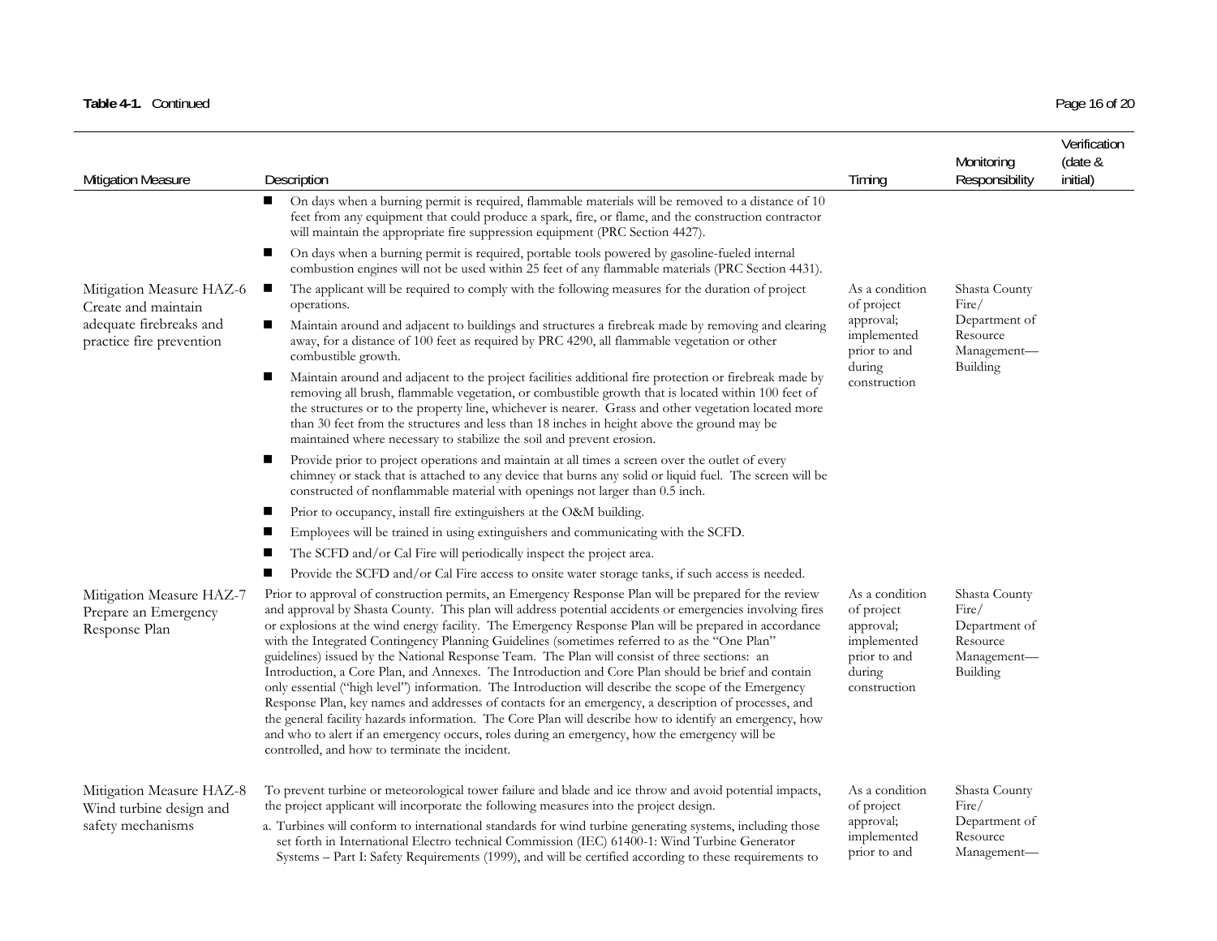**Table 4-1.** Continued

| Mitigation Measure | Description | Timing | Monitoring Responsibility | Verification (date & initial) |
|---|---|---|---|---|
| | ■ On days when a burning permit is required, flammable materials will be removed to a distance of 10 feet from any equipment that could produce a spark, fire, or flame, and the construction contractor will maintain the appropriate fire suppression equipment (PRC Section 4427).<br>■ On days when a burning permit is required, portable tools powered by gasoline-fueled internal combustion engines will not be used within 25 feet of any flammable materials (PRC Section 4431). | | | |
| Mitigation Measure HAZ-6 Create and maintain adequate firebreaks and practice fire prevention | ■ The applicant will be required to comply with the following measures for the duration of project operations.<br>■ Maintain around and adjacent to buildings and structures a firebreak made by removing and clearing away, for a distance of 100 feet as required by PRC 4290, all flammable vegetation or other combustible growth.<br>■ Maintain around and adjacent to the project facilities additional fire protection or firebreak made by removing all brush, flammable vegetation, or combustible growth that is located within 100 feet of the structures or to the property line, whichever is nearer. Grass and other vegetation located more than 30 feet from the structures and less than 18 inches in height above the ground may be maintained where necessary to stabilize the soil and prevent erosion.<br>■ Provide prior to project operations and maintain at all times a screen over the outlet of every chimney or stack that is attached to any device that burns any solid or liquid fuel. The screen will be constructed of nonflammable material with openings not larger than 0.5 inch.<br>■ Prior to occupancy, install fire extinguishers at the O&M building.<br>■ Employees will be trained in using extinguishers and communicating with the SCFD.<br>■ The SCFD and/or Cal Fire will periodically inspect the project area.<br>■ Provide the SCFD and/or Cal Fire access to onsite water storage tanks, if such access is needed. | As a condition of project approval; implemented prior to and during construction | Shasta County Fire/ Department of Resource Management—Building | |
| Mitigation Measure HAZ-7 Prepare an Emergency Response Plan | Prior to approval of construction permits, an Emergency Response Plan will be prepared for the review and approval by Shasta County. This plan will address potential accidents or emergencies involving fires or explosions at the wind energy facility. The Emergency Response Plan will be prepared in accordance with the Integrated Contingency Planning Guidelines (sometimes referred to as the "One Plan" guidelines) issued by the National Response Team. The Plan will consist of three sections: an Introduction, a Core Plan, and Annexes. The Introduction and Core Plan should be brief and contain only essential ("high level") information. The Introduction will describe the scope of the Emergency Response Plan, key names and addresses of contacts for an emergency, a description of processes, and the general facility hazards information. The Core Plan will describe how to identify an emergency, how and who to alert if an emergency occurs, roles during an emergency, how the emergency will be controlled, and how to terminate the incident. | As a condition of project approval; implemented prior to and during construction | Shasta County Fire/ Department of Resource Management—Building | |
| Mitigation Measure HAZ-8 Wind turbine design and safety mechanisms | To prevent turbine or meteorological tower failure and blade and ice throw and avoid potential impacts, the project applicant will incorporate the following measures into the project design.<br>a. Turbines will conform to international standards for wind turbine generating systems, including those set forth in International Electro technical Commission (IEC) 61400-1: Wind Turbine Generator Systems – Part I: Safety Requirements (1999), and will be certified according to these requirements to | As a condition of project approval; implemented prior to and | Shasta County Fire/ Department of Resource Management— | |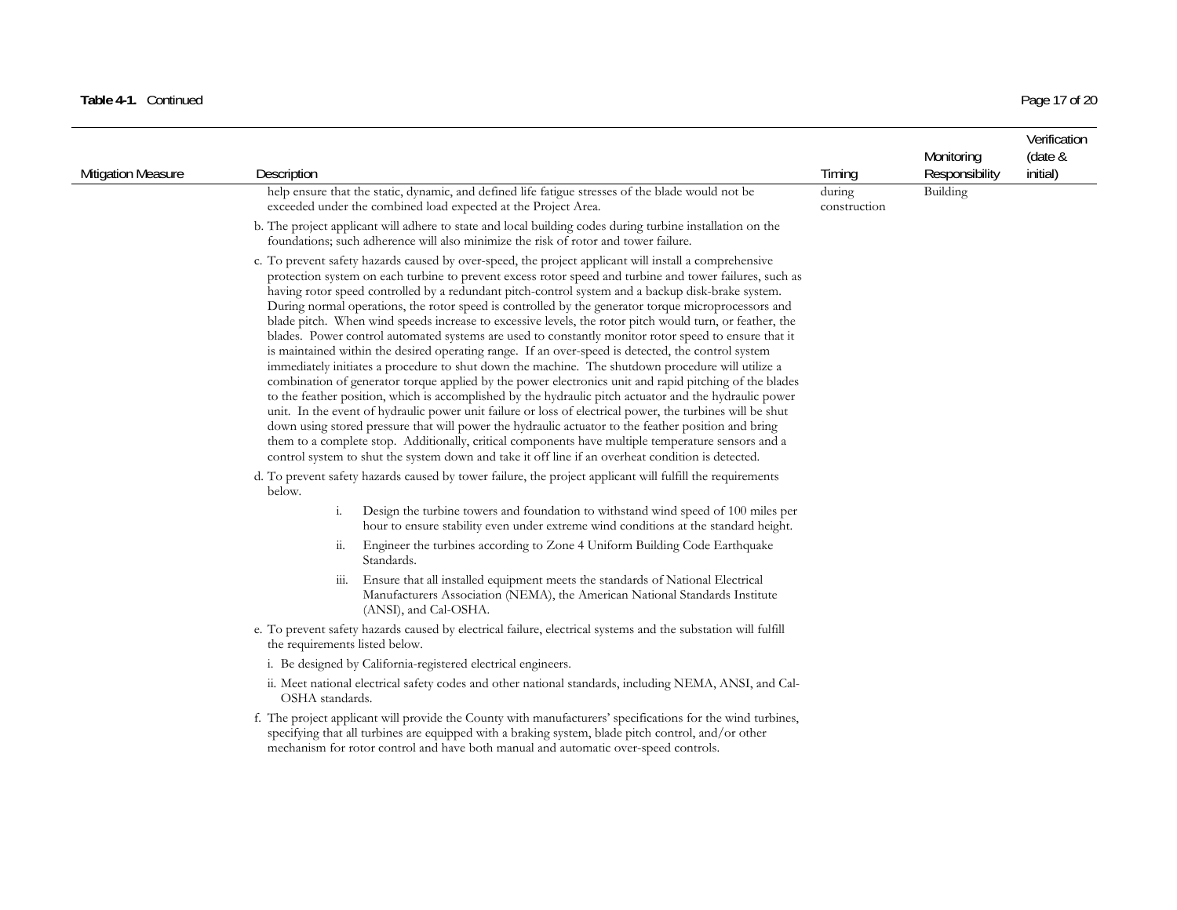**Table 4-1.** Continued

| Mitigation Measure | Description | Timing | Monitoring Responsibility | Verification (date & initial) |
|---|---|---|---|---|
| | help ensure that the static, dynamic, and defined life fatigue stresses of the blade would not be exceeded under the combined load expected at the Project Area.<br><br>b. The project applicant will adhere to state and local building codes during turbine installation on the foundations; such adherence will also minimize the risk of rotor and tower failure.<br><br>c. To prevent safety hazards caused by over-speed, the project applicant will install a comprehensive protection system on each turbine to prevent excess rotor speed and turbine and tower failures, such as having rotor speed controlled by a redundant pitch-control system and a backup disk-brake system. During normal operations, the rotor speed is controlled by the generator torque microprocessors and blade pitch. When wind speeds increase to excessive levels, the rotor pitch would turn, or feather, the blades. Power control automated systems are used to constantly monitor rotor speed to ensure that it is maintained within the desired operating range. If an over-speed is detected, the control system immediately initiates a procedure to shut down the machine. The shutdown procedure will utilize a combination of generator torque applied by the power electronics unit and rapid pitching of the blades to the feather position, which is accomplished by the hydraulic pitch actuator and the hydraulic power unit. In the event of hydraulic power unit failure or loss of electrical power, the turbines will be shut down using stored pressure that will power the hydraulic actuator to the feather position and bring them to a complete stop. Additionally, critical components have multiple temperature sensors and a control system to shut the system down and take it off line if an overheat condition is detected.<br><br>d. To prevent safety hazards caused by tower failure, the project applicant will fulfill the requirements below.<br>i. Design the turbine towers and foundation to withstand wind speed of 100 miles per hour to ensure stability even under extreme wind conditions at the standard height.<br>ii. Engineer the turbines according to Zone 4 Uniform Building Code Earthquake Standards.<br>iii. Ensure that all installed equipment meets the standards of National Electrical Manufacturers Association (NEMA), the American National Standards Institute (ANSI), and Cal-OSHA.<br><br>e. To prevent safety hazards caused by electrical failure, electrical systems and the substation will fulfill the requirements listed below.<br>i. Be designed by California-registered electrical engineers.<br>ii. Meet national electrical safety codes and other national standards, including NEMA, ANSI, and Cal-OSHA standards.<br><br>f. The project applicant will provide the County with manufacturers' specifications for the wind turbines, specifying that all turbines are equipped with a braking system, blade pitch control, and/or other mechanism for rotor control and have both manual and automatic over-speed controls. | during construction | Building | |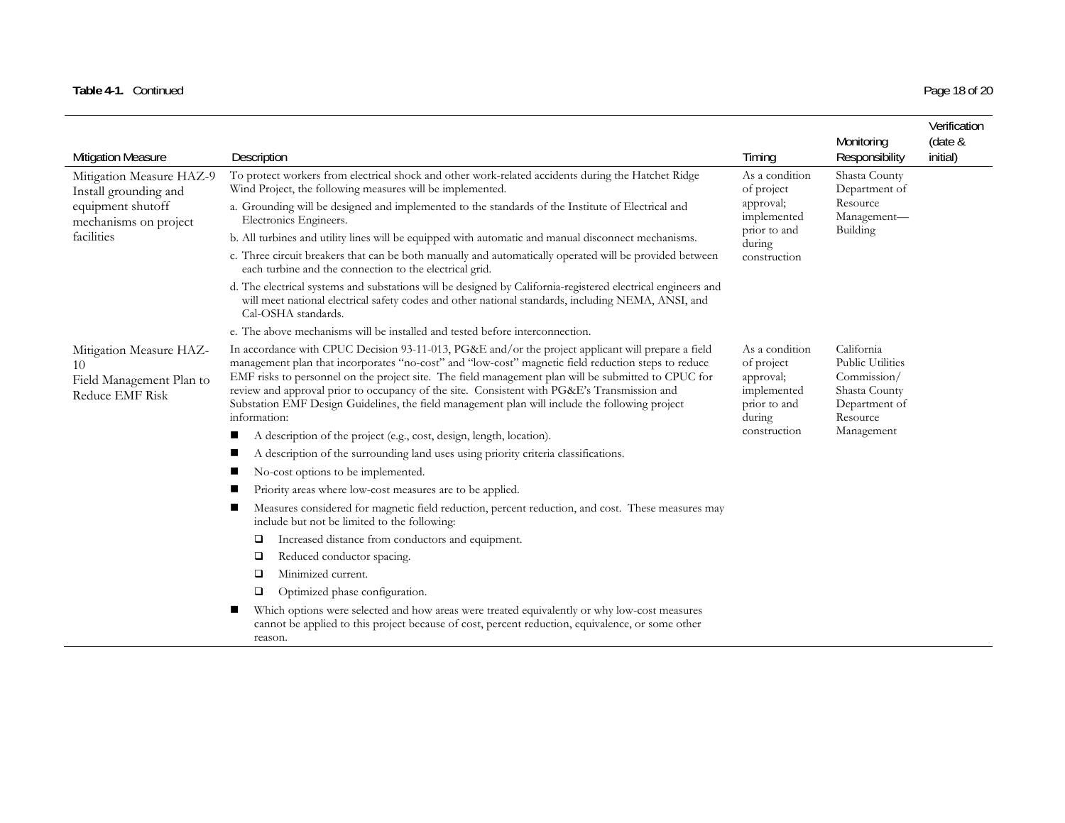**Table 4-1.** Continued

| Mitigation Measure | Description | Timing | Monitoring Responsibility | Verification (date & initial) |
|---|---|---|---|---|
| Mitigation Measure HAZ-9 Install grounding and equipment shutoff mechanisms on project facilities | To protect workers from electrical shock and other work-related accidents during the Hatchet Ridge Wind Project, the following measures will be implemented.<br>a. Grounding will be designed and implemented to the standards of the Institute of Electrical and Electronics Engineers.<br>b. All turbines and utility lines will be equipped with automatic and manual disconnect mechanisms.<br>c. Three circuit breakers that can be both manually and automatically operated will be provided between each turbine and the connection to the electrical grid.<br>d. The electrical systems and substations will be designed by California-registered electrical engineers and will meet national electrical safety codes and other national standards, including NEMA, ANSI, and Cal-OSHA standards.<br>e. The above mechanisms will be installed and tested before interconnection. | As a condition of project approval; implemented prior to and during construction | Shasta County Department of Resource Management—Building | |
| Mitigation Measure HAZ-10 Field Management Plan to Reduce EMF Risk | In accordance with CPUC Decision 93-11-013, PG&E and/or the project applicant will prepare a field management plan that incorporates "no-cost" and "low-cost" magnetic field reduction steps to reduce EMF risks to personnel on the project site. The field management plan will be submitted to CPUC for review and approval prior to occupancy of the site. Consistent with PG&E's Transmission and Substation EMF Design Guidelines, the field management plan will include the following project information:<br>■ A description of the project (e.g., cost, design, length, location).<br>■ A description of the surrounding land uses using priority criteria classifications.<br>■ No-cost options to be implemented.<br>■ Priority areas where low-cost measures are to be applied.<br>■ Measures considered for magnetic field reduction, percent reduction, and cost. These measures may include but not be limited to the following:<br>❑ Increased distance from conductors and equipment.<br>❑ Reduced conductor spacing.<br>❑ Minimized current.<br>❑ Optimized phase configuration.<br>■ Which options were selected and how areas were treated equivalently or why low-cost measures cannot be applied to this project because of cost, percent reduction, equivalence, or some other reason. | As a condition of project approval; implemented prior to and during construction | California Public Utilities Commission/ Shasta County Department of Resource Management | |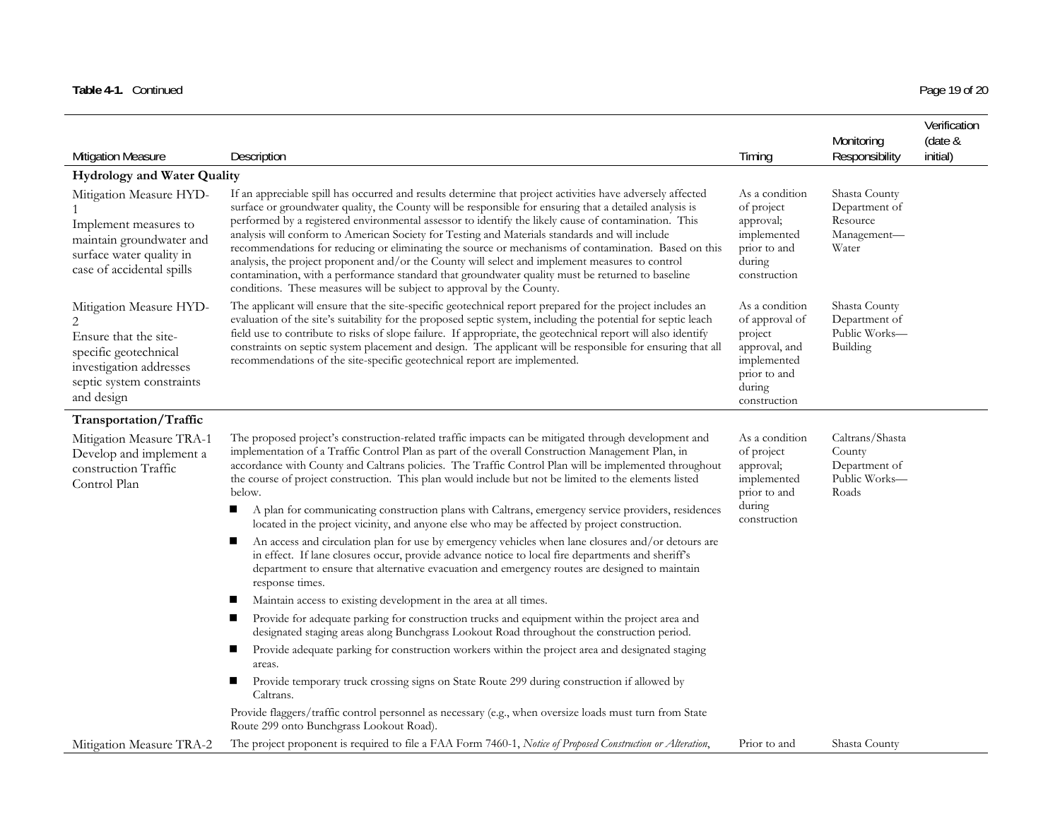**Table 4-1.** Continued

| Mitigation Measure | Description | Timing | Monitoring Responsibility | Verification (date & initial) |
|---|---|---|---|---|
| **Hydrology and Water Quality** | | | | |
| Mitigation Measure HYD-1 Implement measures to maintain groundwater and surface water quality in case of accidental spills | If an appreciable spill has occurred and results determine that project activities have adversely affected surface or groundwater quality, the County will be responsible for ensuring that a detailed analysis is performed by a registered environmental assessor to identify the likely cause of contamination. This analysis will conform to American Society for Testing and Materials standards and will include recommendations for reducing or eliminating the source or mechanisms of contamination. Based on this analysis, the project proponent and/or the County will select and implement measures to control contamination, with a performance standard that groundwater quality must be returned to baseline conditions. These measures will be subject to approval by the County. | As a condition of project approval; implemented prior to and during construction | Shasta County Department of Resource Management—Water | |
| Mitigation Measure HYD-2 Ensure that the site-specific geotechnical investigation addresses septic system constraints and design | The applicant will ensure that the site-specific geotechnical report prepared for the project includes an evaluation of the site's suitability for the proposed septic system, including the potential for septic leach field use to contribute to risks of slope failure. If appropriate, the geotechnical report will also identify constraints on septic system placement and design. The applicant will be responsible for ensuring that all recommendations of the site-specific geotechnical report are implemented. | As a condition of approval of project approval, and implemented prior to and during construction | Shasta County Department of Public Works—Building | |
| **Transportation/Traffic** | | | | |
| Mitigation Measure TRA-1 Develop and implement a construction Traffic Control Plan | The proposed project's construction-related traffic impacts can be mitigated through development and implementation of a Traffic Control Plan as part of the overall Construction Management Plan, in accordance with County and Caltrans policies. The Traffic Control Plan will be implemented throughout the course of project construction. This plan would include but not be limited to the elements listed below.<br>■ A plan for communicating construction plans with Caltrans, emergency service providers, residences located in the project vicinity, and anyone else who may be affected by project construction.<br>■ An access and circulation plan for use by emergency vehicles when lane closures and/or detours are in effect. If lane closures occur, provide advance notice to local fire departments and sheriff's department to ensure that alternative evacuation and emergency routes are designed to maintain response times.<br>■ Maintain access to existing development in the area at all times.<br>■ Provide for adequate parking for construction trucks and equipment within the project area and designated staging areas along Bunchgrass Lookout Road throughout the construction period.<br>■ Provide adequate parking for construction workers within the project area and designated staging areas.<br>■ Provide temporary truck crossing signs on State Route 299 during construction if allowed by Caltrans.<br>Provide flaggers/traffic control personnel as necessary (e.g., when oversize loads must turn from State Route 299 onto Bunchgrass Lookout Road). | As a condition of project approval; implemented prior to and during construction | Caltrans/Shasta County Department of Public Works—Roads | |
| Mitigation Measure TRA-2 | The project proponent is required to file a FAA Form 7460-1, *Notice of Proposed Construction or Alteration*, | Prior to and | Shasta County | |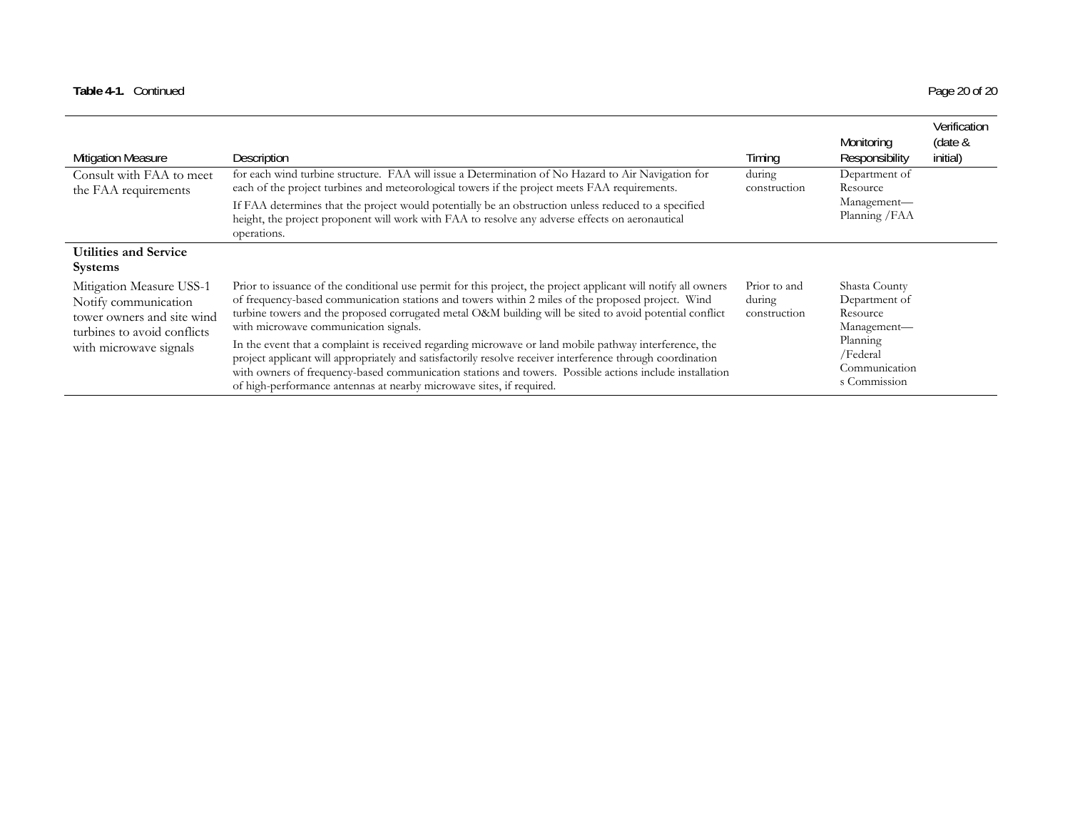**Table 4-1.** Continued

| Mitigation Measure | Description | Timing | Monitoring Responsibility | Verification (date & initial) |
|---|---|---|---|---|
| Consult with FAA to meet the FAA requirements | for each wind turbine structure. FAA will issue a Determination of No Hazard to Air Navigation for each of the project turbines and meteorological towers if the project meets FAA requirements.<br><br>If FAA determines that the project would potentially be an obstruction unless reduced to a specified height, the project proponent will work with FAA to resolve any adverse effects on aeronautical operations. | during construction | Department of Resource Management—Planning /FAA | |
| **Utilities and Service Systems** | | | | |
| Mitigation Measure USS-1 Notify communication tower owners and site wind turbines to avoid conflicts with microwave signals | Prior to issuance of the conditional use permit for this project, the project applicant will notify all owners of frequency-based communication stations and towers within 2 miles of the proposed project. Wind turbine towers and the proposed corrugated metal O&M building will be sited to avoid potential conflict with microwave communication signals.<br><br>In the event that a complaint is received regarding microwave or land mobile pathway interference, the project applicant will appropriately and satisfactorily resolve receiver interference through coordination with owners of frequency-based communication stations and towers. Possible actions include installation of high-performance antennas at nearby microwave sites, if required. | Prior to and during construction | Shasta County Department of Resource Management—Planning /Federal Communications Commission | |